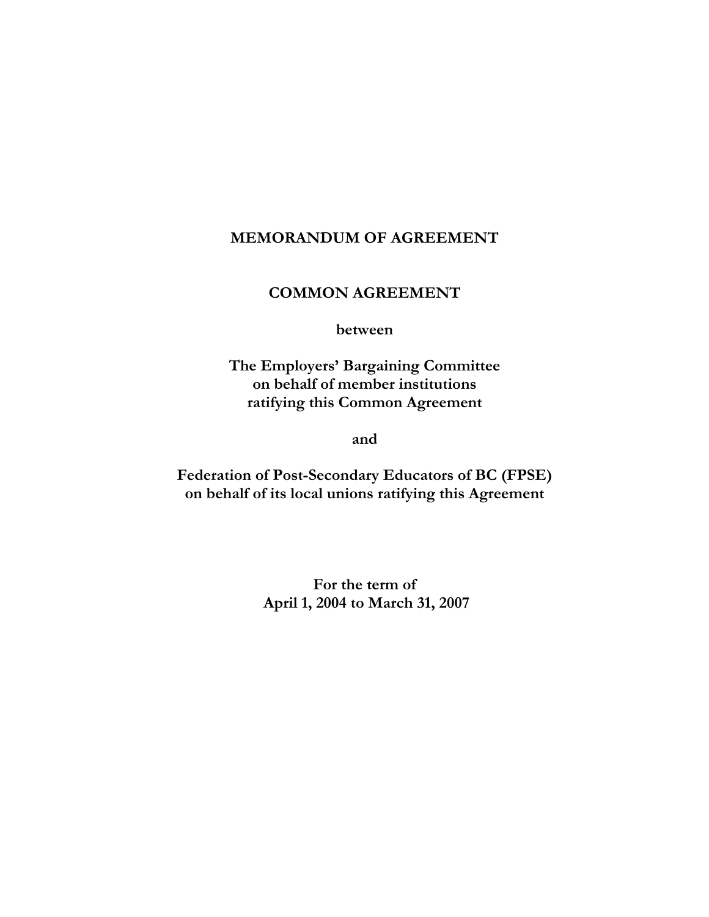**MEMORANDUM OF AGREEMENT**

**COMMON AGREEMENT**

**between**

**The Employers' Bargaining Committee**
**on behalf of member institutions**
**ratifying this Common Agreement**

**and**

**Federation of Post-Secondary Educators of BC (FPSE)**
**on behalf of its local unions ratifying this Agreement**

**For the term of**
**April 1, 2004 to March 31, 2007**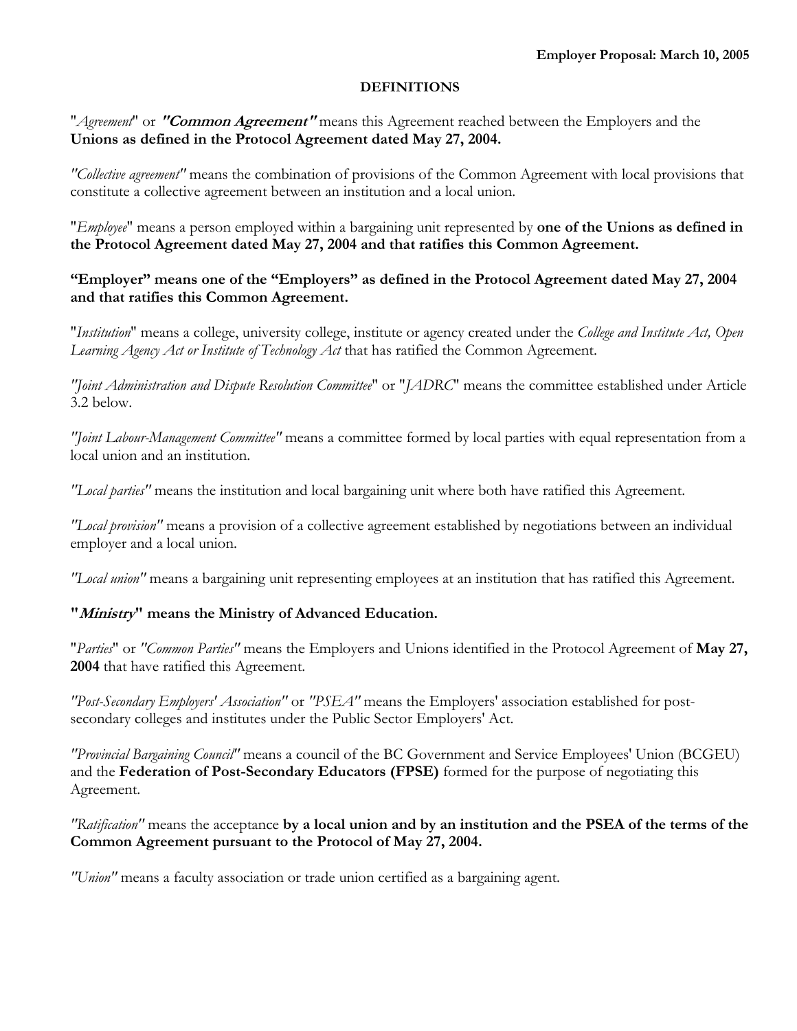**Employer Proposal: March 10, 2005**

## DEFINITIONS

"*Agreement*" or ***"Common Agreement"*** means this Agreement reached between the Employers and the **Unions as defined in the Protocol Agreement dated May 27, 2004.**

*"Collective agreement"* means the combination of provisions of the Common Agreement with local provisions that constitute a collective agreement between an institution and a local union.

"*Employee*" means a person employed within a bargaining unit represented by **one of the Unions as defined in the Protocol Agreement dated May 27, 2004 and that ratifies this Common Agreement.**

**"Employer" means one of the "Employers" as defined in the Protocol Agreement dated May 27, 2004 and that ratifies this Common Agreement.**

"*Institution*" means a college, university college, institute or agency created under the *College and Institute Act, Open Learning Agency Act or Institute of Technology Act* that has ratified the Common Agreement.

*"Joint Administration and Dispute Resolution Committee*" or "*JADRC*" means the committee established under Article 3.2 below.

*"Joint Labour-Management Committee"* means a committee formed by local parties with equal representation from a local union and an institution.

*"Local parties"* means the institution and local bargaining unit where both have ratified this Agreement.

*"Local provision"* means a provision of a collective agreement established by negotiations between an individual employer and a local union.

*"Local union"* means a bargaining unit representing employees at an institution that has ratified this Agreement.

**"*Ministry*" means the Ministry of Advanced Education.**

"*Parties*" or *"Common Parties"* means the Employers and Unions identified in the Protocol Agreement of **May 27, 2004** that have ratified this Agreement.

*"Post-Secondary Employers' Association"* or *"PSEA"* means the Employers' association established for post-secondary colleges and institutes under the Public Sector Employers' Act.

*"Provincial Bargaining Council"* means a council of the BC Government and Service Employees' Union (BCGEU) and the **Federation of Post-Secondary Educators (FPSE)** formed for the purpose of negotiating this Agreement.

*"Ratification"* means the acceptance **by a local union and by an institution and the PSEA of the terms of the Common Agreement pursuant to the Protocol of May 27, 2004.**

*"Union"* means a faculty association or trade union certified as a bargaining agent.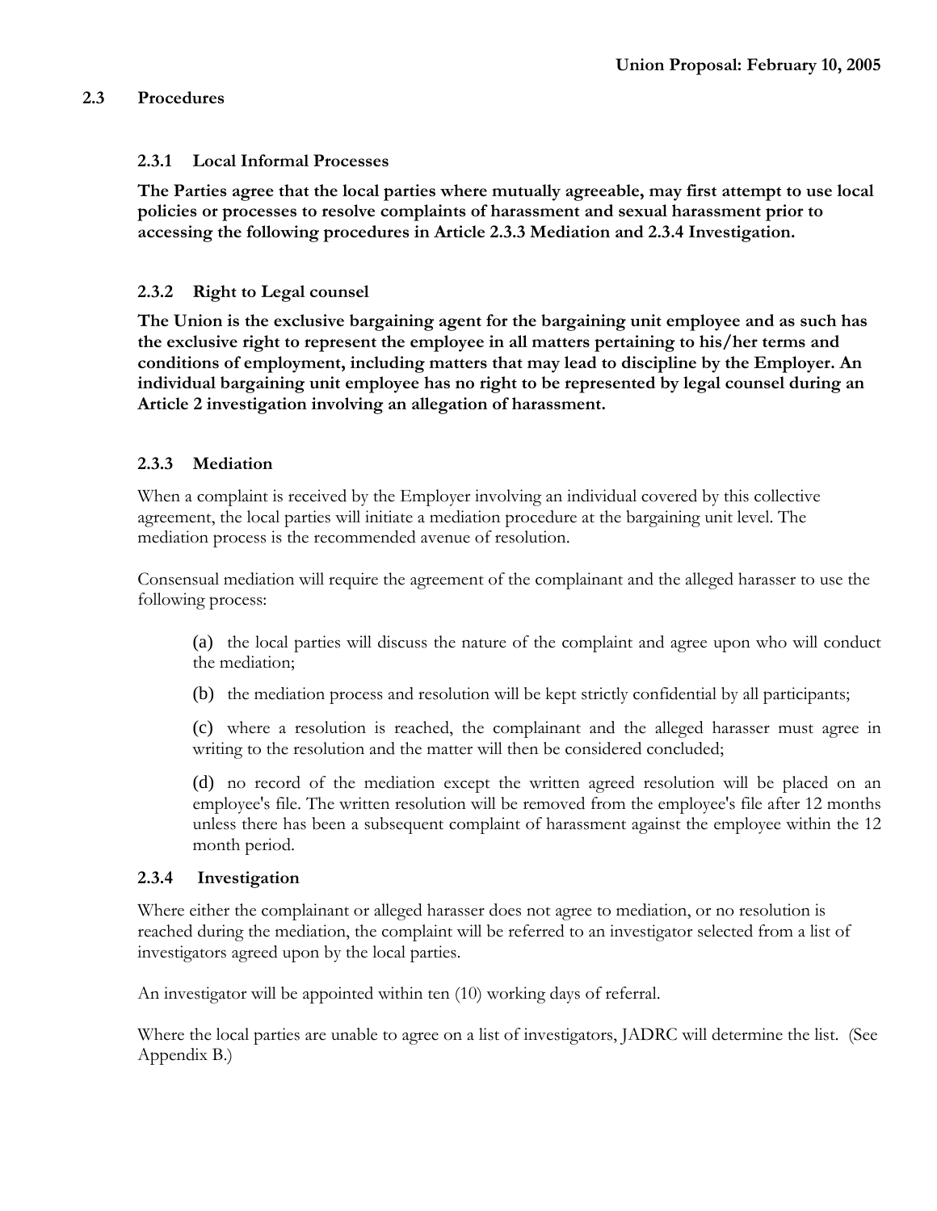Union Proposal: February 10, 2005

## 2.3 Procedures

### 2.3.1 Local Informal Processes

**The Parties agree that the local parties where mutually agreeable, may first attempt to use local policies or processes to resolve complaints of harassment and sexual harassment prior to accessing the following procedures in Article 2.3.3 Mediation and 2.3.4 Investigation.**

### 2.3.2 Right to Legal counsel

**The Union is the exclusive bargaining agent for the bargaining unit employee and as such has the exclusive right to represent the employee in all matters pertaining to his/her terms and conditions of employment, including matters that may lead to discipline by the Employer. An individual bargaining unit employee has no right to be represented by legal counsel during an Article 2 investigation involving an allegation of harassment.**

### 2.3.3 Mediation

When a complaint is received by the Employer involving an individual covered by this collective agreement, the local parties will initiate a mediation procedure at the bargaining unit level. The mediation process is the recommended avenue of resolution.

Consensual mediation will require the agreement of the complainant and the alleged harasser to use the following process:

(a) the local parties will discuss the nature of the complaint and agree upon who will conduct the mediation;

(b) the mediation process and resolution will be kept strictly confidential by all participants;

(c) where a resolution is reached, the complainant and the alleged harasser must agree in writing to the resolution and the matter will then be considered concluded;

(d) no record of the mediation except the written agreed resolution will be placed on an employee's file. The written resolution will be removed from the employee's file after 12 months unless there has been a subsequent complaint of harassment against the employee within the 12 month period.

### 2.3.4 Investigation

Where either the complainant or alleged harasser does not agree to mediation, or no resolution is reached during the mediation, the complaint will be referred to an investigator selected from a list of investigators agreed upon by the local parties.

An investigator will be appointed within ten (10) working days of referral.

Where the local parties are unable to agree on a list of investigators, JADRC will determine the list. (See Appendix B.)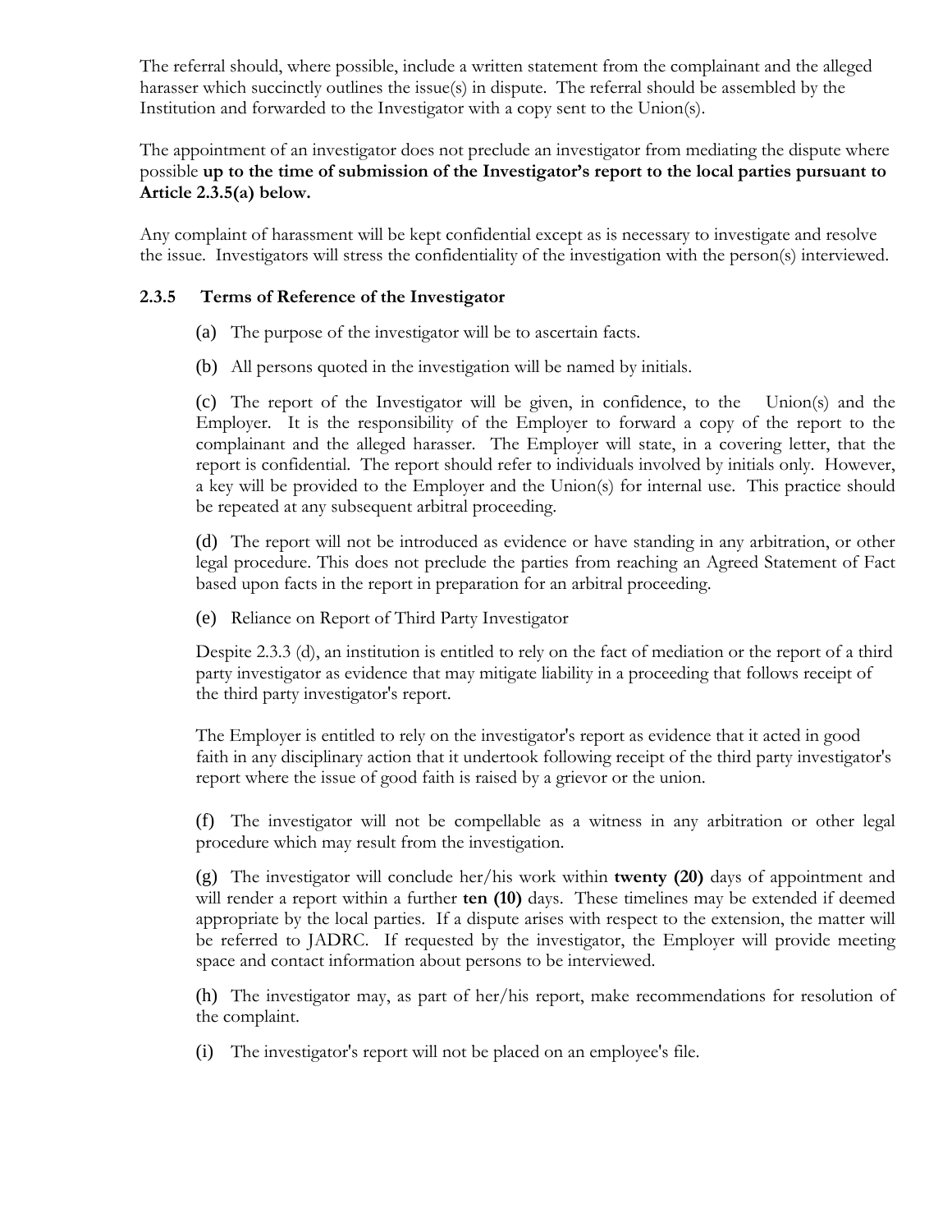The referral should, where possible, include a written statement from the complainant and the alleged harasser which succinctly outlines the issue(s) in dispute. The referral should be assembled by the Institution and forwarded to the Investigator with a copy sent to the Union(s).

The appointment of an investigator does not preclude an investigator from mediating the dispute where possible **up to the time of submission of the Investigator's report to the local parties pursuant to Article 2.3.5(a) below.**

Any complaint of harassment will be kept confidential except as is necessary to investigate and resolve the issue. Investigators will stress the confidentiality of the investigation with the person(s) interviewed.

### 2.3.5 Terms of Reference of the Investigator

(a) The purpose of the investigator will be to ascertain facts.

(b) All persons quoted in the investigation will be named by initials.

(c) The report of the Investigator will be given, in confidence, to the Union(s) and the Employer. It is the responsibility of the Employer to forward a copy of the report to the complainant and the alleged harasser. The Employer will state, in a covering letter, that the report is confidential. The report should refer to individuals involved by initials only. However, a key will be provided to the Employer and the Union(s) for internal use. This practice should be repeated at any subsequent arbitral proceeding.

(d) The report will not be introduced as evidence or have standing in any arbitration, or other legal procedure. This does not preclude the parties from reaching an Agreed Statement of Fact based upon facts in the report in preparation for an arbitral proceeding.

(e) Reliance on Report of Third Party Investigator

Despite 2.3.3 (d), an institution is entitled to rely on the fact of mediation or the report of a third party investigator as evidence that may mitigate liability in a proceeding that follows receipt of the third party investigator's report.

The Employer is entitled to rely on the investigator's report as evidence that it acted in good faith in any disciplinary action that it undertook following receipt of the third party investigator's report where the issue of good faith is raised by a grievor or the union.

(f) The investigator will not be compellable as a witness in any arbitration or other legal procedure which may result from the investigation.

(g) The investigator will conclude her/his work within **twenty (20)** days of appointment and will render a report within a further **ten (10)** days. These timelines may be extended if deemed appropriate by the local parties. If a dispute arises with respect to the extension, the matter will be referred to JADRC. If requested by the investigator, the Employer will provide meeting space and contact information about persons to be interviewed.

(h) The investigator may, as part of her/his report, make recommendations for resolution of the complaint.

(i) The investigator's report will not be placed on an employee's file.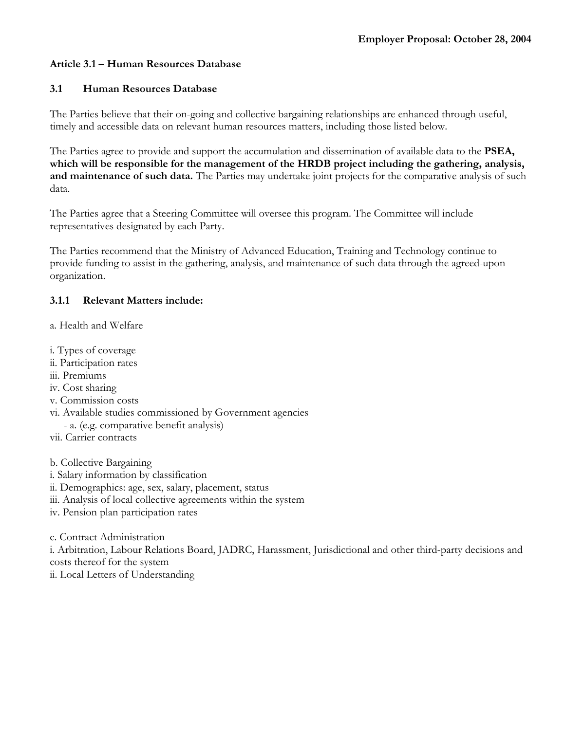**Employer Proposal: October 28, 2004**

## Article 3.1 – Human Resources Database

### 3.1 Human Resources Database

The Parties believe that their on-going and collective bargaining relationships are enhanced through useful, timely and accessible data on relevant human resources matters, including those listed below.

The Parties agree to provide and support the accumulation and dissemination of available data to the **PSEA, which will be responsible for the management of the HRDB project including the gathering, analysis, and maintenance of such data.** The Parties may undertake joint projects for the comparative analysis of such data.

The Parties agree that a Steering Committee will oversee this program. The Committee will include representatives designated by each Party.

The Parties recommend that the Ministry of Advanced Education, Training and Technology continue to provide funding to assist in the gathering, analysis, and maintenance of such data through the agreed-upon organization.

### 3.1.1 Relevant Matters include:

a. Health and Welfare

i. Types of coverage
ii. Participation rates
iii. Premiums
iv. Cost sharing
v. Commission costs
vi. Available studies commissioned by Government agencies
  - a. (e.g. comparative benefit analysis)
vii. Carrier contracts

b. Collective Bargaining
i. Salary information by classification
ii. Demographics: age, sex, salary, placement, status
iii. Analysis of local collective agreements within the system
iv. Pension plan participation rates

c. Contract Administration
i. Arbitration, Labour Relations Board, JADRC, Harassment, Jurisdictional and other third-party decisions and costs thereof for the system
ii. Local Letters of Understanding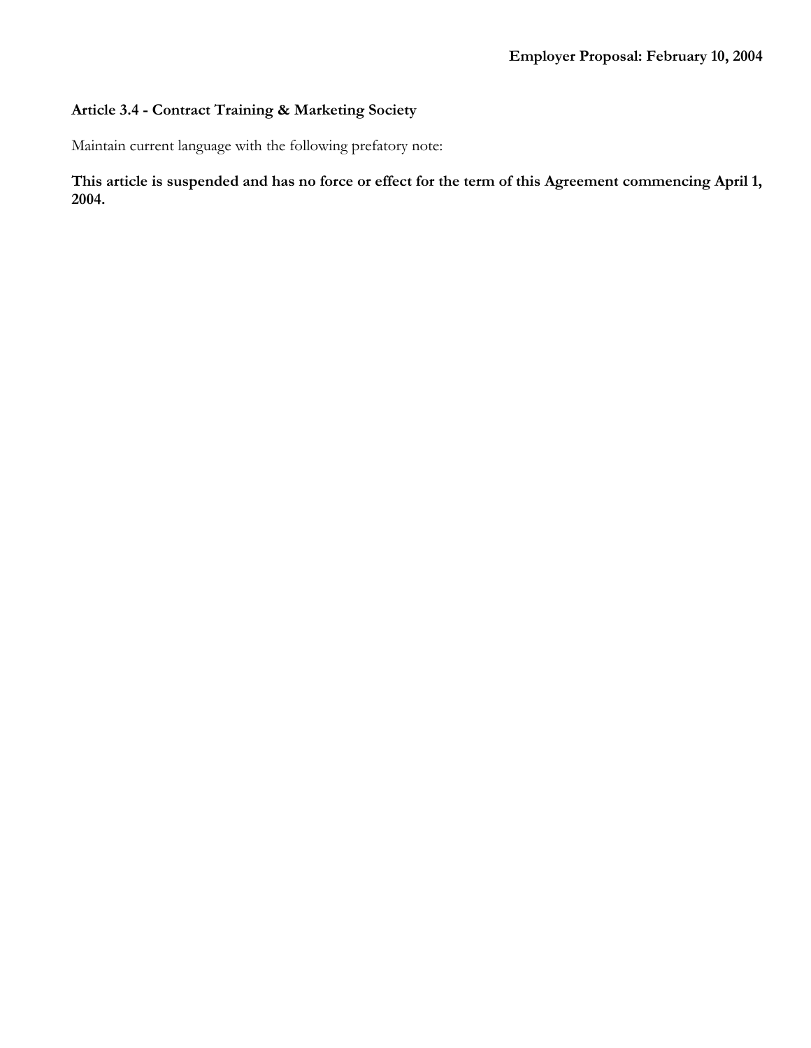**Employer Proposal: February 10, 2004**

**Article 3.4 - Contract Training & Marketing Society**

Maintain current language with the following prefatory note:

**This article is suspended and has no force or effect for the term of this Agreement commencing April 1, 2004.**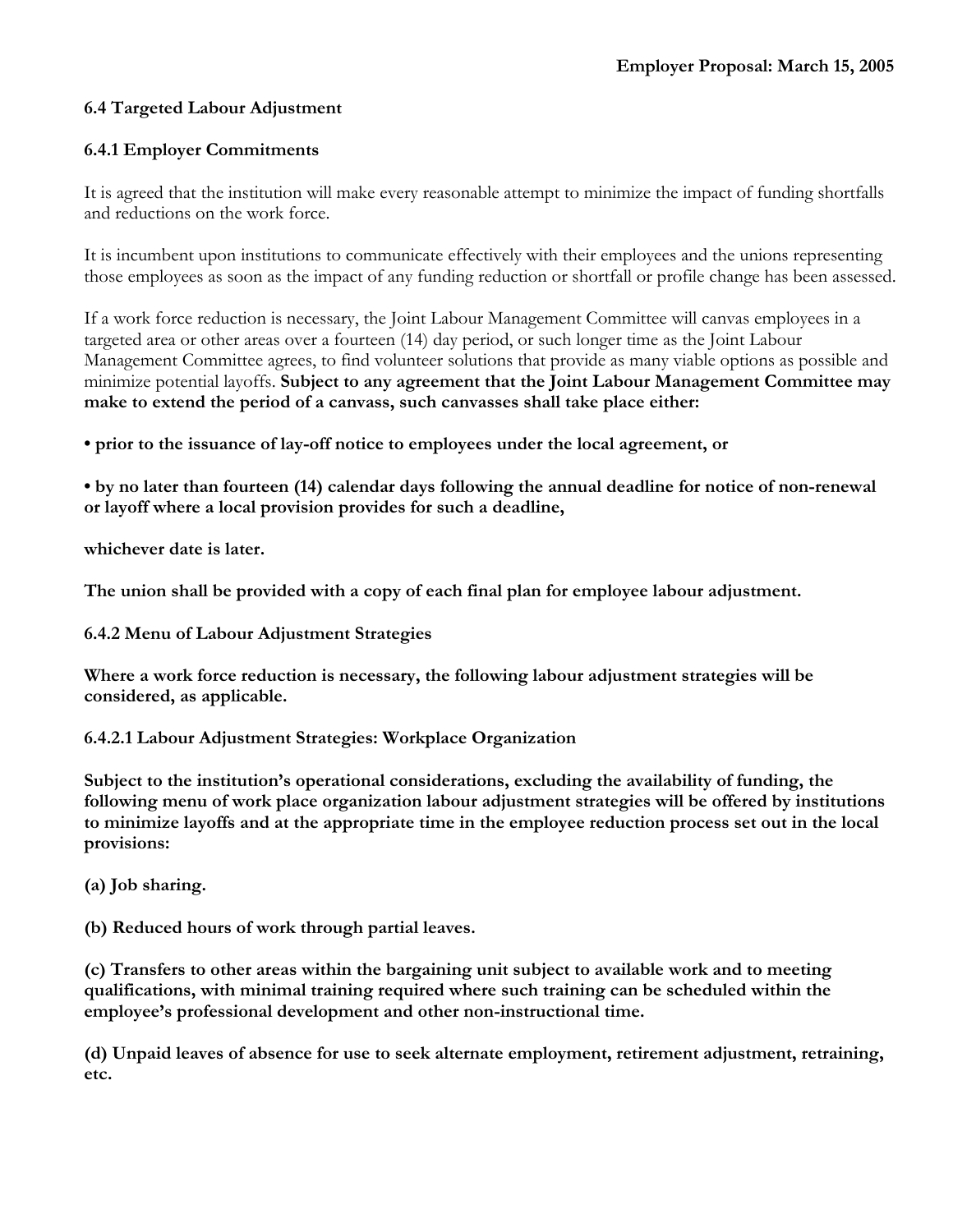**Employer Proposal: March 15, 2005**

### 6.4 Targeted Labour Adjustment

#### 6.4.1 Employer Commitments

It is agreed that the institution will make every reasonable attempt to minimize the impact of funding shortfalls and reductions on the work force.

It is incumbent upon institutions to communicate effectively with their employees and the unions representing those employees as soon as the impact of any funding reduction or shortfall or profile change has been assessed.

If a work force reduction is necessary, the Joint Labour Management Committee will canvas employees in a targeted area or other areas over a fourteen (14) day period, or such longer time as the Joint Labour Management Committee agrees, to find volunteer solutions that provide as many viable options as possible and minimize potential layoffs. **Subject to any agreement that the Joint Labour Management Committee may make to extend the period of a canvass, such canvasses shall take place either:**

- **prior to the issuance of lay-off notice to employees under the local agreement, or**

- **by no later than fourteen (14) calendar days following the annual deadline for notice of non-renewal or layoff where a local provision provides for such a deadline,**

**whichever date is later.**

**The union shall be provided with a copy of each final plan for employee labour adjustment.**

#### 6.4.2 Menu of Labour Adjustment Strategies

**Where a work force reduction is necessary, the following labour adjustment strategies will be considered, as applicable.**

##### 6.4.2.1 Labour Adjustment Strategies: Workplace Organization

**Subject to the institution's operational considerations, excluding the availability of funding, the following menu of work place organization labour adjustment strategies will be offered by institutions to minimize layoffs and at the appropriate time in the employee reduction process set out in the local provisions:**

**(a) Job sharing.**

**(b) Reduced hours of work through partial leaves.**

**(c) Transfers to other areas within the bargaining unit subject to available work and to meeting qualifications, with minimal training required where such training can be scheduled within the employee's professional development and other non-instructional time.**

**(d) Unpaid leaves of absence for use to seek alternate employment, retirement adjustment, retraining, etc.**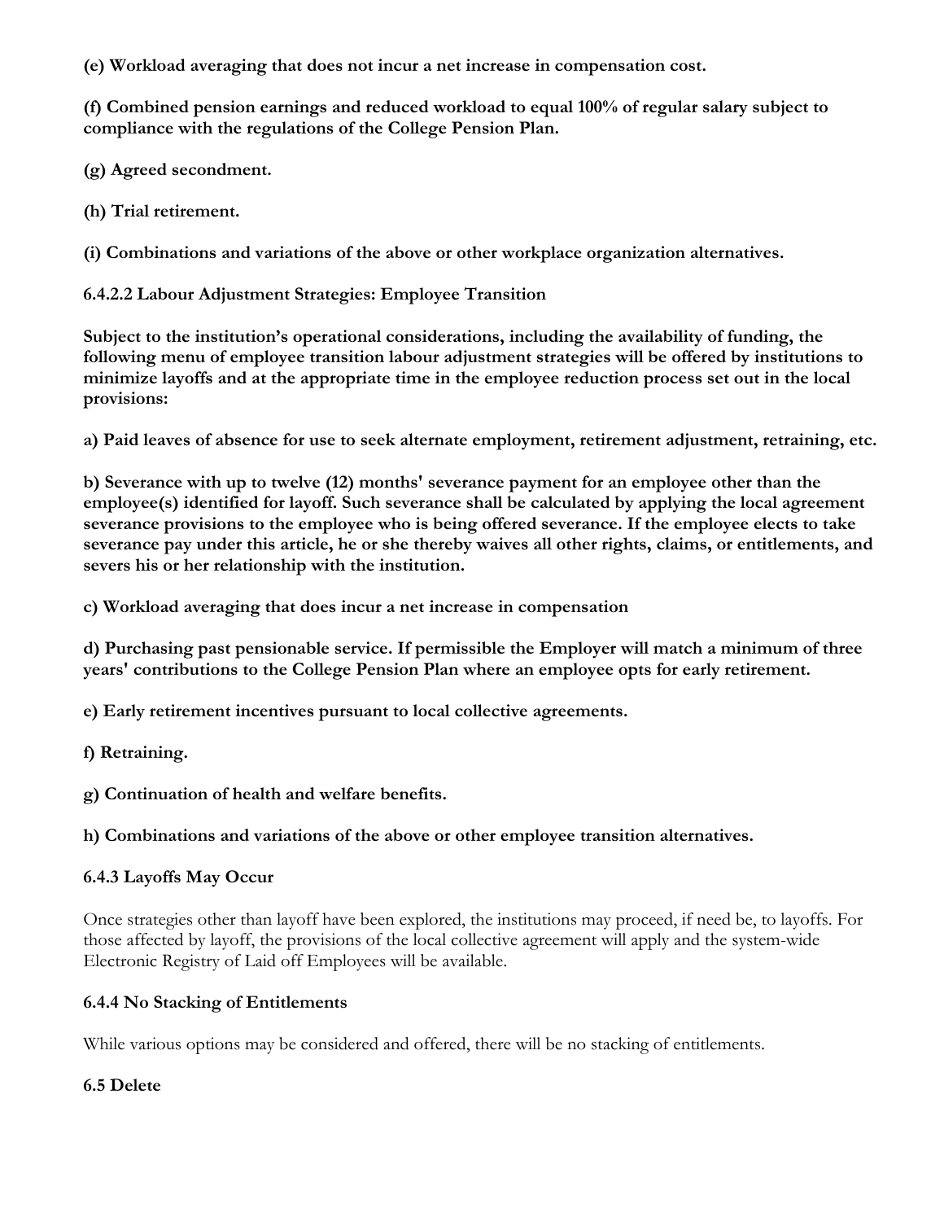**(e) Workload averaging that does not incur a net increase in compensation cost.**

**(f) Combined pension earnings and reduced workload to equal 100% of regular salary subject to compliance with the regulations of the College Pension Plan.**

**(g) Agreed secondment.**

**(h) Trial retirement.**

**(i) Combinations and variations of the above or other workplace organization alternatives.**

**6.4.2.2 Labour Adjustment Strategies: Employee Transition**

**Subject to the institution's operational considerations, including the availability of funding, the following menu of employee transition labour adjustment strategies will be offered by institutions to minimize layoffs and at the appropriate time in the employee reduction process set out in the local provisions:**

**a) Paid leaves of absence for use to seek alternate employment, retirement adjustment, retraining, etc.**

**b) Severance with up to twelve (12) months' severance payment for an employee other than the employee(s) identified for layoff. Such severance shall be calculated by applying the local agreement severance provisions to the employee who is being offered severance. If the employee elects to take severance pay under this article, he or she thereby waives all other rights, claims, or entitlements, and severs his or her relationship with the institution.**

**c) Workload averaging that does incur a net increase in compensation**

**d) Purchasing past pensionable service. If permissible the Employer will match a minimum of three years' contributions to the College Pension Plan where an employee opts for early retirement.**

**e) Early retirement incentives pursuant to local collective agreements.**

**f) Retraining.**

**g) Continuation of health and welfare benefits.**

**h) Combinations and variations of the above or other employee transition alternatives.**

**6.4.3 Layoffs May Occur**

Once strategies other than layoff have been explored, the institutions may proceed, if need be, to layoffs. For those affected by layoff, the provisions of the local collective agreement will apply and the system-wide Electronic Registry of Laid off Employees will be available.

**6.4.4 No Stacking of Entitlements**

While various options may be considered and offered, there will be no stacking of entitlements.

**6.5 Delete**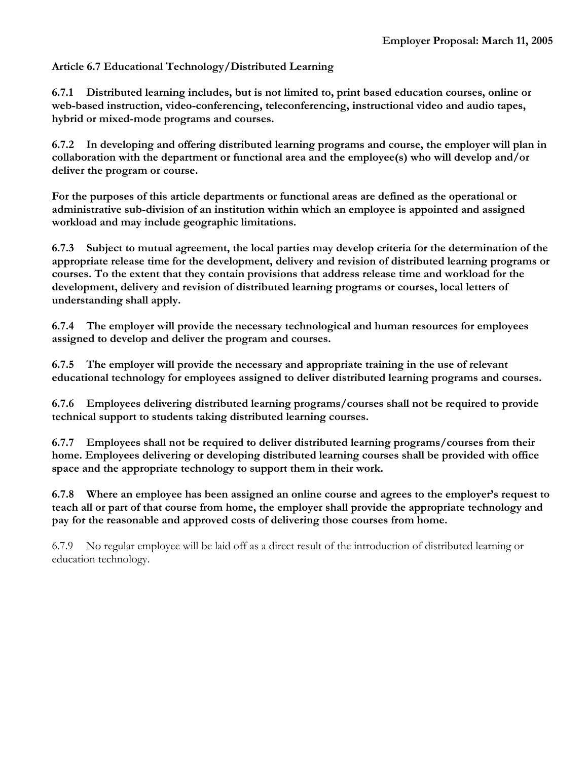**Employer Proposal: March 11, 2005**

**Article 6.7 Educational Technology/Distributed Learning**

**6.7.1 Distributed learning includes, but is not limited to, print based education courses, online or web-based instruction, video-conferencing, teleconferencing, instructional video and audio tapes, hybrid or mixed-mode programs and courses.**

**6.7.2 In developing and offering distributed learning programs and course, the employer will plan in collaboration with the department or functional area and the employee(s) who will develop and/or deliver the program or course.**

**For the purposes of this article departments or functional areas are defined as the operational or administrative sub-division of an institution within which an employee is appointed and assigned workload and may include geographic limitations.**

**6.7.3 Subject to mutual agreement, the local parties may develop criteria for the determination of the appropriate release time for the development, delivery and revision of distributed learning programs or courses. To the extent that they contain provisions that address release time and workload for the development, delivery and revision of distributed learning programs or courses, local letters of understanding shall apply.**

**6.7.4 The employer will provide the necessary technological and human resources for employees assigned to develop and deliver the program and courses.**

**6.7.5 The employer will provide the necessary and appropriate training in the use of relevant educational technology for employees assigned to deliver distributed learning programs and courses.**

**6.7.6 Employees delivering distributed learning programs/courses shall not be required to provide technical support to students taking distributed learning courses.**

**6.7.7 Employees shall not be required to deliver distributed learning programs/courses from their home. Employees delivering or developing distributed learning courses shall be provided with office space and the appropriate technology to support them in their work.**

**6.7.8 Where an employee has been assigned an online course and agrees to the employer's request to teach all or part of that course from home, the employer shall provide the appropriate technology and pay for the reasonable and approved costs of delivering those courses from home.**

6.7.9 No regular employee will be laid off as a direct result of the introduction of distributed learning or education technology.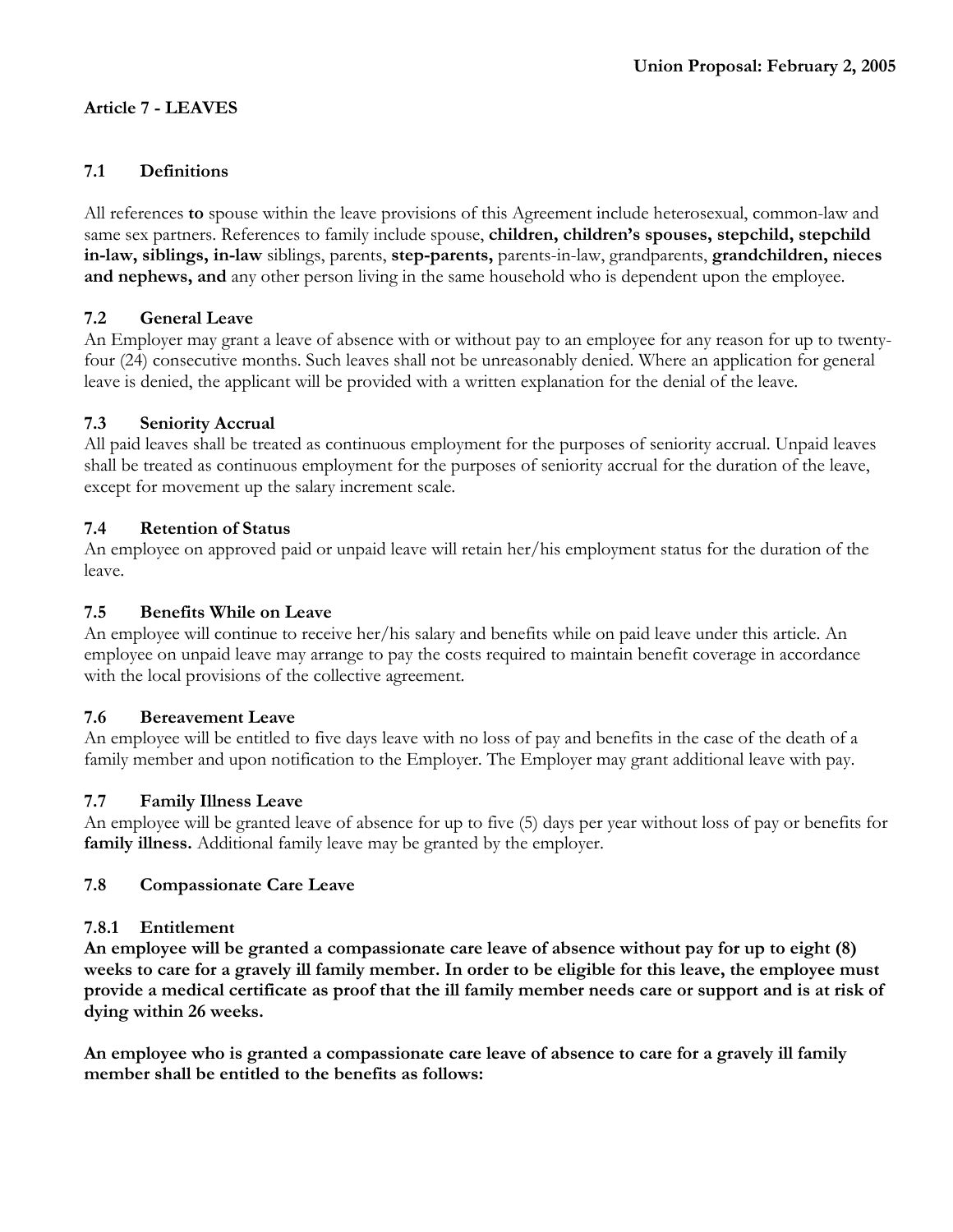**Union Proposal: February 2, 2005**

**Article 7 - LEAVES**

**7.1 Definitions**

All references **to** spouse within the leave provisions of this Agreement include heterosexual, common-law and same sex partners. References to family include spouse, **children, children's spouses, stepchild, stepchild in-law, siblings, in-law** siblings, parents, **step-parents,** parents-in-law, grandparents, **grandchildren, nieces and nephews, and** any other person living in the same household who is dependent upon the employee.

**7.2 General Leave**

An Employer may grant a leave of absence with or without pay to an employee for any reason for up to twenty-four (24) consecutive months. Such leaves shall not be unreasonably denied. Where an application for general leave is denied, the applicant will be provided with a written explanation for the denial of the leave.

**7.3 Seniority Accrual**

All paid leaves shall be treated as continuous employment for the purposes of seniority accrual. Unpaid leaves shall be treated as continuous employment for the purposes of seniority accrual for the duration of the leave, except for movement up the salary increment scale.

**7.4 Retention of Status**

An employee on approved paid or unpaid leave will retain her/his employment status for the duration of the leave.

**7.5 Benefits While on Leave**

An employee will continue to receive her/his salary and benefits while on paid leave under this article. An employee on unpaid leave may arrange to pay the costs required to maintain benefit coverage in accordance with the local provisions of the collective agreement.

**7.6 Bereavement Leave**

An employee will be entitled to five days leave with no loss of pay and benefits in the case of the death of a family member and upon notification to the Employer. The Employer may grant additional leave with pay.

**7.7 Family Illness Leave**

An employee will be granted leave of absence for up to five (5) days per year without loss of pay or benefits for **family illness.** Additional family leave may be granted by the employer.

**7.8 Compassionate Care Leave**

**7.8.1 Entitlement**

**An employee will be granted a compassionate care leave of absence without pay for up to eight (8) weeks to care for a gravely ill family member. In order to be eligible for this leave, the employee must provide a medical certificate as proof that the ill family member needs care or support and is at risk of dying within 26 weeks.**

**An employee who is granted a compassionate care leave of absence to care for a gravely ill family member shall be entitled to the benefits as follows:**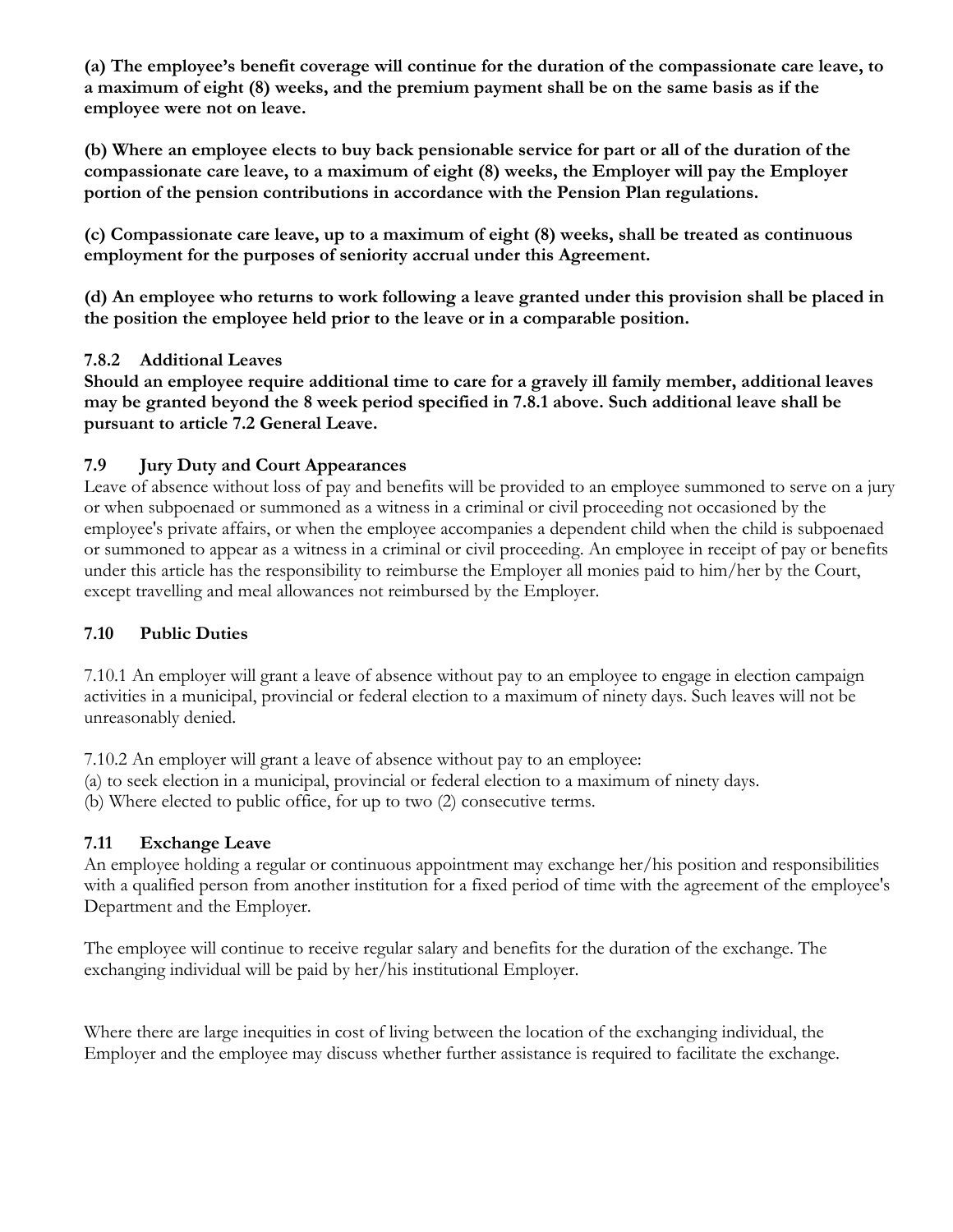**(a) The employee's benefit coverage will continue for the duration of the compassionate care leave, to a maximum of eight (8) weeks, and the premium payment shall be on the same basis as if the employee were not on leave.**

**(b) Where an employee elects to buy back pensionable service for part or all of the duration of the compassionate care leave, to a maximum of eight (8) weeks, the Employer will pay the Employer portion of the pension contributions in accordance with the Pension Plan regulations.**

**(c) Compassionate care leave, up to a maximum of eight (8) weeks, shall be treated as continuous employment for the purposes of seniority accrual under this Agreement.**

**(d) An employee who returns to work following a leave granted under this provision shall be placed in the position the employee held prior to the leave or in a comparable position.**

### 7.8.2 Additional Leaves

**Should an employee require additional time to care for a gravely ill family member, additional leaves may be granted beyond the 8 week period specified in 7.8.1 above. Such additional leave shall be pursuant to article 7.2 General Leave.**

### 7.9 Jury Duty and Court Appearances

Leave of absence without loss of pay and benefits will be provided to an employee summoned to serve on a jury or when subpoenaed or summoned as a witness in a criminal or civil proceeding not occasioned by the employee's private affairs, or when the employee accompanies a dependent child when the child is subpoenaed or summoned to appear as a witness in a criminal or civil proceeding. An employee in receipt of pay or benefits under this article has the responsibility to reimburse the Employer all monies paid to him/her by the Court, except travelling and meal allowances not reimbursed by the Employer.

### 7.10 Public Duties

7.10.1 An employer will grant a leave of absence without pay to an employee to engage in election campaign activities in a municipal, provincial or federal election to a maximum of ninety days. Such leaves will not be unreasonably denied.

7.10.2 An employer will grant a leave of absence without pay to an employee:
(a) to seek election in a municipal, provincial or federal election to a maximum of ninety days.
(b) Where elected to public office, for up to two (2) consecutive terms.

### 7.11 Exchange Leave

An employee holding a regular or continuous appointment may exchange her/his position and responsibilities with a qualified person from another institution for a fixed period of time with the agreement of the employee's Department and the Employer.

The employee will continue to receive regular salary and benefits for the duration of the exchange. The exchanging individual will be paid by her/his institutional Employer.

Where there are large inequities in cost of living between the location of the exchanging individual, the Employer and the employee may discuss whether further assistance is required to facilitate the exchange.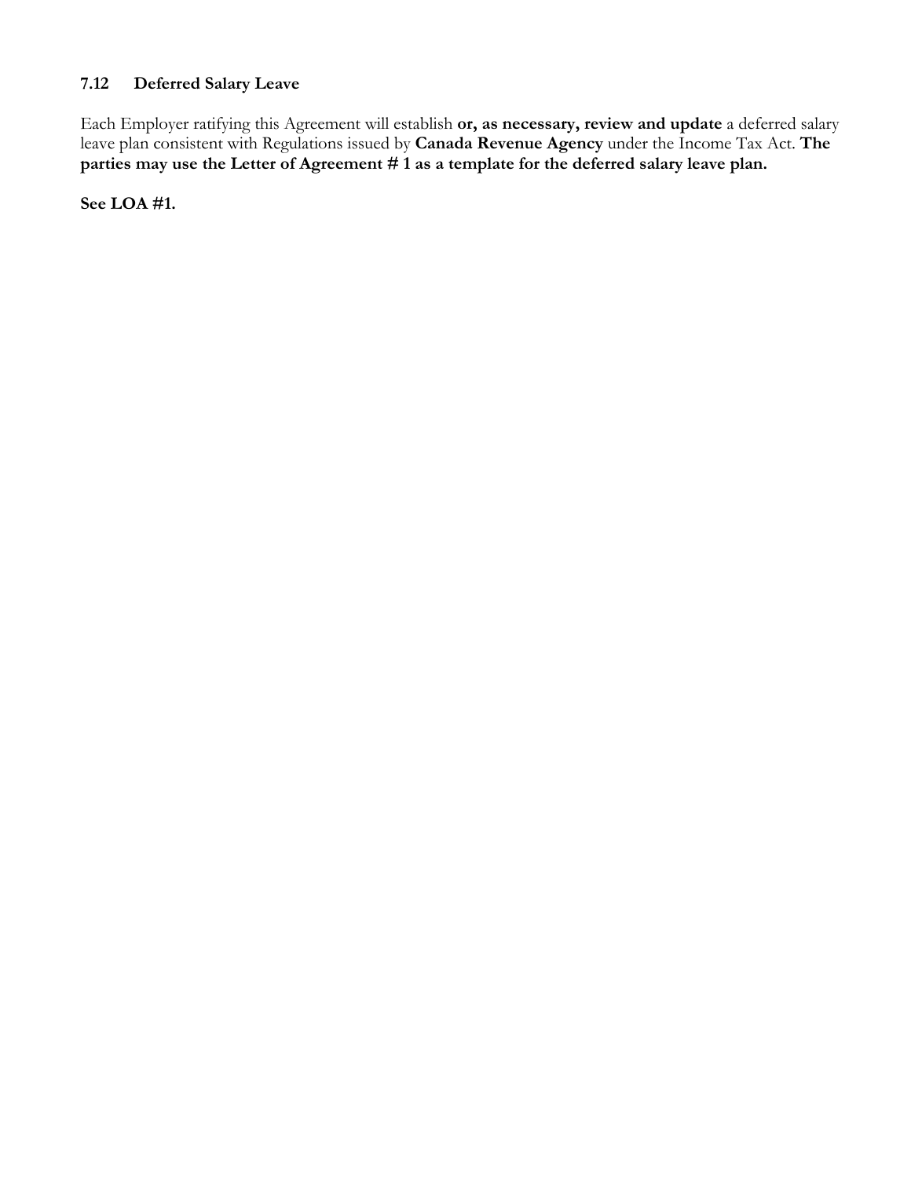### 7.12 Deferred Salary Leave

Each Employer ratifying this Agreement will establish **or, as necessary, review and update** a deferred salary leave plan consistent with Regulations issued by **Canada Revenue Agency** under the Income Tax Act. **The parties may use the Letter of Agreement # 1 as a template for the deferred salary leave plan.**

**See LOA #1.**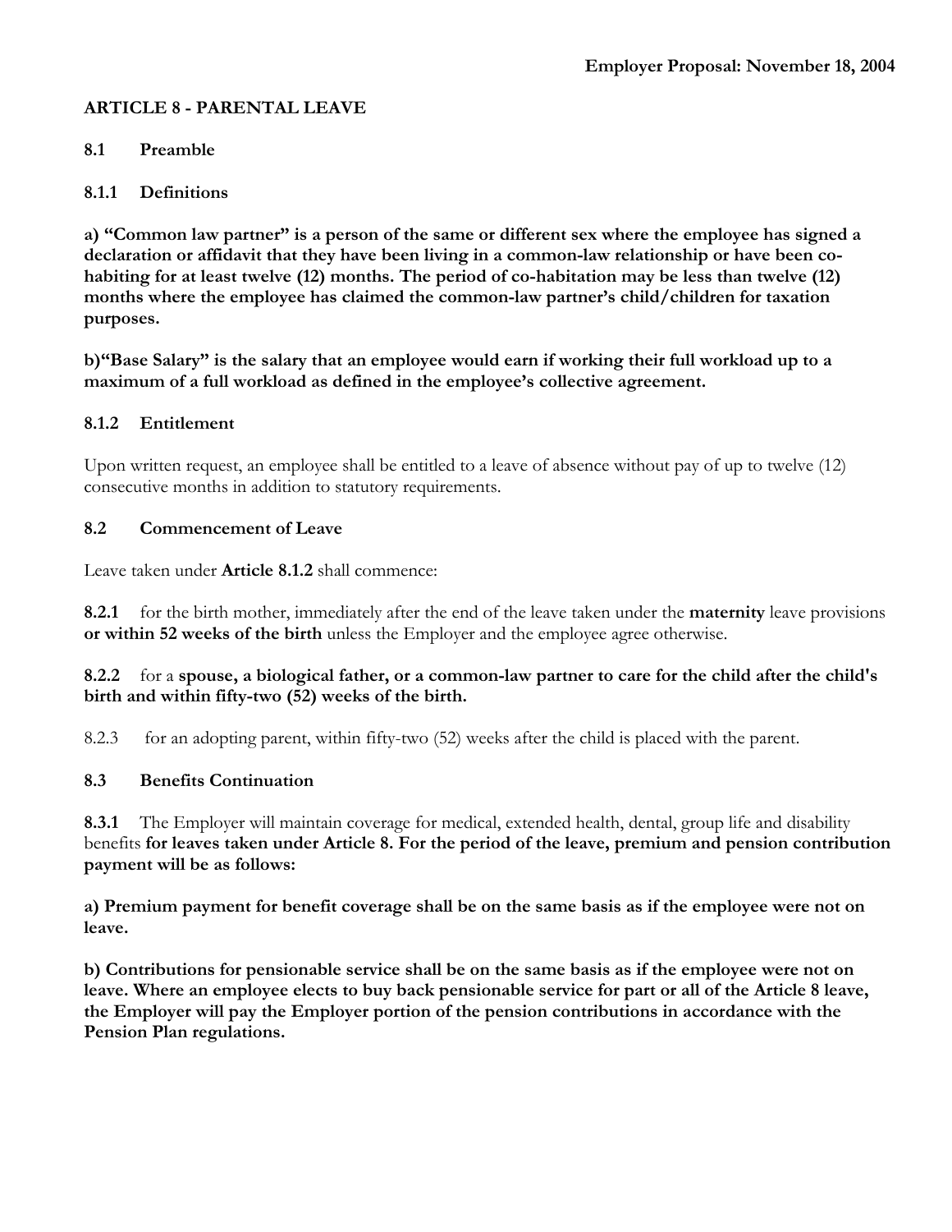**Employer Proposal: November 18, 2004**

**ARTICLE 8 - PARENTAL LEAVE**

**8.1 Preamble**

**8.1.1 Definitions**

**a) "Common law partner" is a person of the same or different sex where the employee has signed a declaration or affidavit that they have been living in a common-law relationship or have been co-habiting for at least twelve (12) months. The period of co-habitation may be less than twelve (12) months where the employee has claimed the common-law partner's child/children for taxation purposes.**

**b)"Base Salary" is the salary that an employee would earn if working their full workload up to a maximum of a full workload as defined in the employee's collective agreement.**

**8.1.2 Entitlement**

Upon written request, an employee shall be entitled to a leave of absence without pay of up to twelve (12) consecutive months in addition to statutory requirements.

**8.2 Commencement of Leave**

Leave taken under **Article 8.1.2** shall commence:

**8.2.1** for the birth mother, immediately after the end of the leave taken under the **maternity** leave provisions **or within 52 weeks of the birth** unless the Employer and the employee agree otherwise.

**8.2.2** for a **spouse, a biological father, or a common-law partner to care for the child after the child's birth and within fifty-two (52) weeks of the birth.**

8.2.3 for an adopting parent, within fifty-two (52) weeks after the child is placed with the parent.

**8.3 Benefits Continuation**

**8.3.1** The Employer will maintain coverage for medical, extended health, dental, group life and disability benefits **for leaves taken under Article 8. For the period of the leave, premium and pension contribution payment will be as follows:**

**a) Premium payment for benefit coverage shall be on the same basis as if the employee were not on leave.**

**b) Contributions for pensionable service shall be on the same basis as if the employee were not on leave. Where an employee elects to buy back pensionable service for part or all of the Article 8 leave, the Employer will pay the Employer portion of the pension contributions in accordance with the Pension Plan regulations.**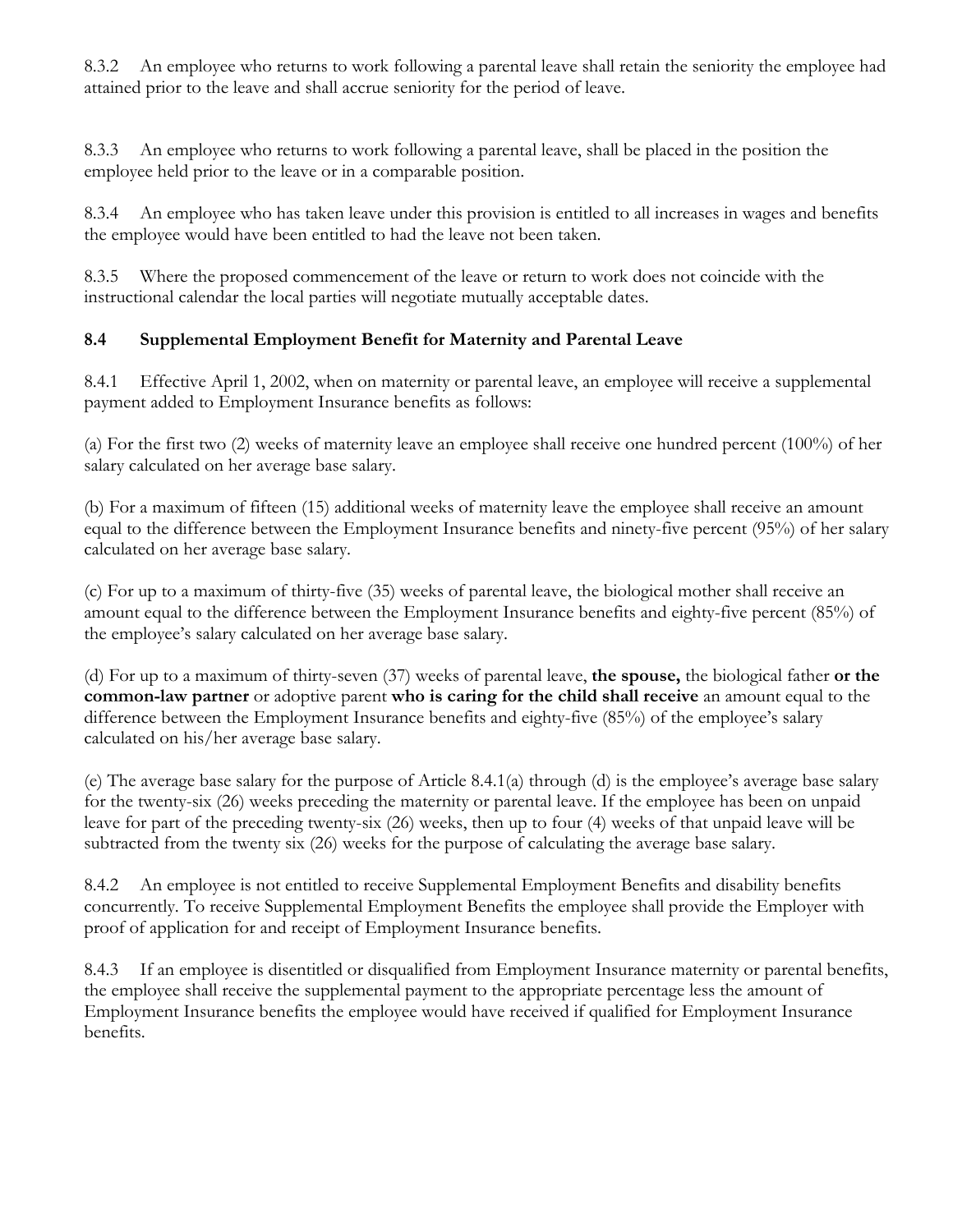8.3.2 An employee who returns to work following a parental leave shall retain the seniority the employee had attained prior to the leave and shall accrue seniority for the period of leave.

8.3.3 An employee who returns to work following a parental leave, shall be placed in the position the employee held prior to the leave or in a comparable position.

8.3.4 An employee who has taken leave under this provision is entitled to all increases in wages and benefits the employee would have been entitled to had the leave not been taken.

8.3.5 Where the proposed commencement of the leave or return to work does not coincide with the instructional calendar the local parties will negotiate mutually acceptable dates.

### 8.4 Supplemental Employment Benefit for Maternity and Parental Leave

8.4.1 Effective April 1, 2002, when on maternity or parental leave, an employee will receive a supplemental payment added to Employment Insurance benefits as follows:

(a) For the first two (2) weeks of maternity leave an employee shall receive one hundred percent (100%) of her salary calculated on her average base salary.

(b) For a maximum of fifteen (15) additional weeks of maternity leave the employee shall receive an amount equal to the difference between the Employment Insurance benefits and ninety-five percent (95%) of her salary calculated on her average base salary.

(c) For up to a maximum of thirty-five (35) weeks of parental leave, the biological mother shall receive an amount equal to the difference between the Employment Insurance benefits and eighty-five percent (85%) of the employee's salary calculated on her average base salary.

(d) For up to a maximum of thirty-seven (37) weeks of parental leave, **the spouse,** the biological father **or the common-law partner** or adoptive parent **who is caring for the child shall receive** an amount equal to the difference between the Employment Insurance benefits and eighty-five (85%) of the employee's salary calculated on his/her average base salary.

(e) The average base salary for the purpose of Article 8.4.1(a) through (d) is the employee's average base salary for the twenty-six (26) weeks preceding the maternity or parental leave. If the employee has been on unpaid leave for part of the preceding twenty-six (26) weeks, then up to four (4) weeks of that unpaid leave will be subtracted from the twenty six (26) weeks for the purpose of calculating the average base salary.

8.4.2 An employee is not entitled to receive Supplemental Employment Benefits and disability benefits concurrently. To receive Supplemental Employment Benefits the employee shall provide the Employer with proof of application for and receipt of Employment Insurance benefits.

8.4.3 If an employee is disentitled or disqualified from Employment Insurance maternity or parental benefits, the employee shall receive the supplemental payment to the appropriate percentage less the amount of Employment Insurance benefits the employee would have received if qualified for Employment Insurance benefits.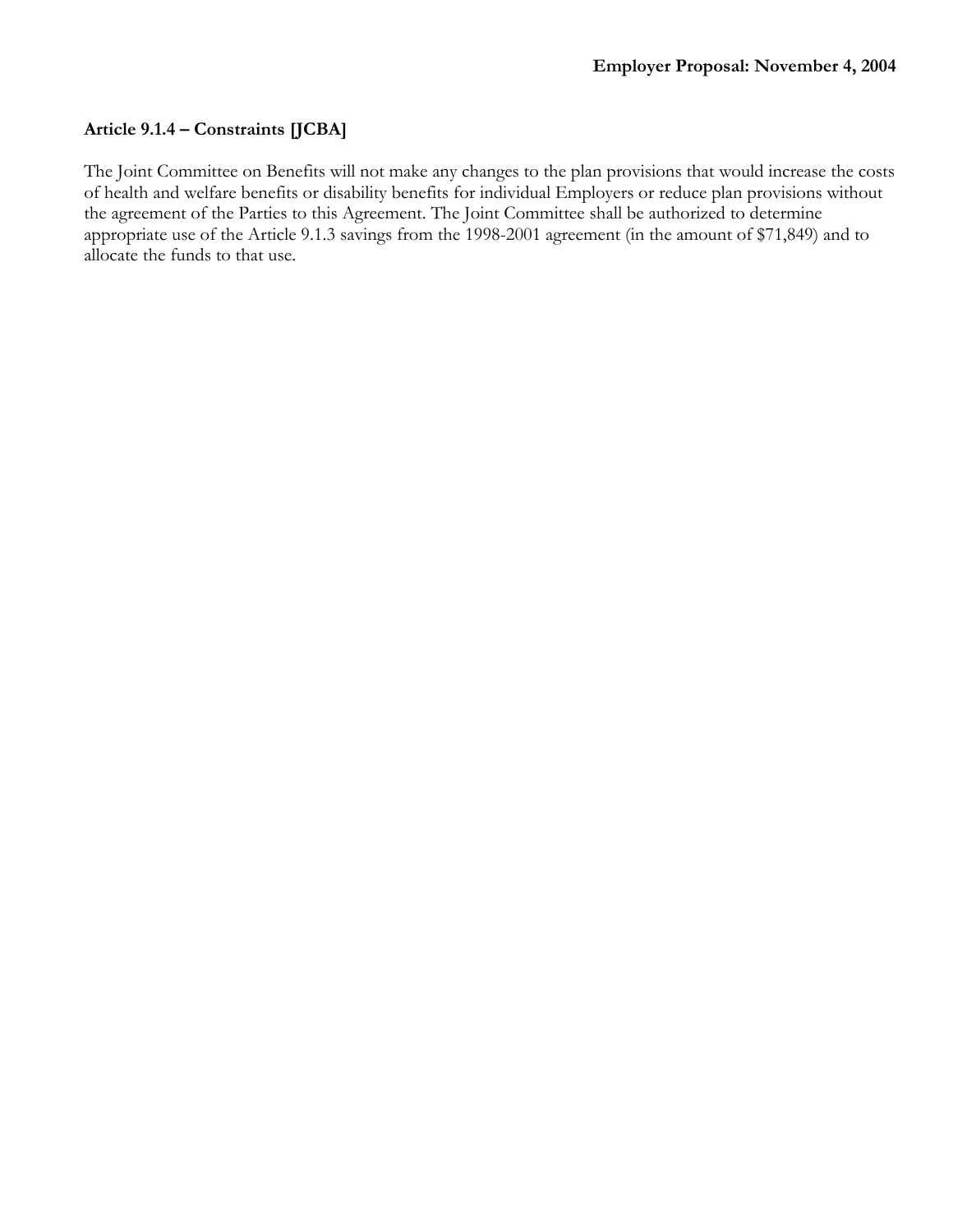**Employer Proposal: November 4, 2004**

**Article 9.1.4 – Constraints [JCBA]**

The Joint Committee on Benefits will not make any changes to the plan provisions that would increase the costs of health and welfare benefits or disability benefits for individual Employers or reduce plan provisions without the agreement of the Parties to this Agreement. The Joint Committee shall be authorized to determine appropriate use of the Article 9.1.3 savings from the 1998-2001 agreement (in the amount of $71,849) and to allocate the funds to that use.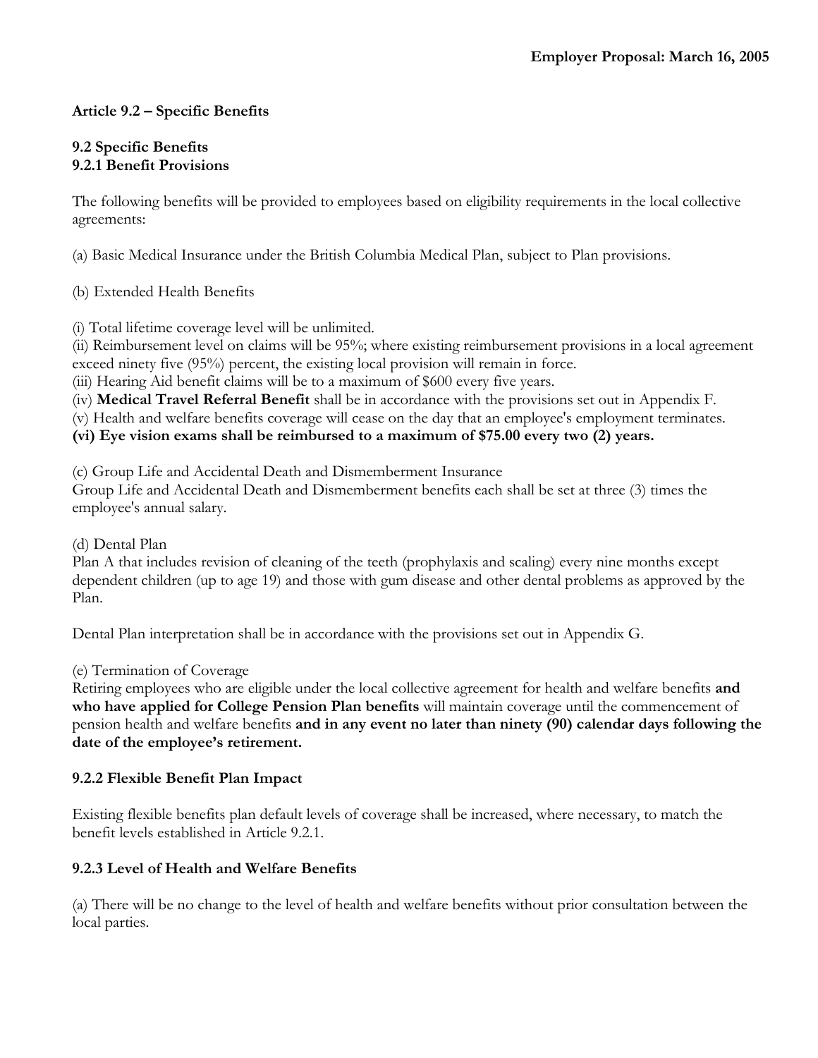**Employer Proposal: March 16, 2005**

**Article 9.2 – Specific Benefits**

**9.2 Specific Benefits**
**9.2.1 Benefit Provisions**

The following benefits will be provided to employees based on eligibility requirements in the local collective agreements:

(a) Basic Medical Insurance under the British Columbia Medical Plan, subject to Plan provisions.

(b) Extended Health Benefits

(i) Total lifetime coverage level will be unlimited.
(ii) Reimbursement level on claims will be 95%; where existing reimbursement provisions in a local agreement exceed ninety five (95%) percent, the existing local provision will remain in force.
(iii) Hearing Aid benefit claims will be to a maximum of $600 every five years.
(iv) **Medical Travel Referral Benefit** shall be in accordance with the provisions set out in Appendix F.
(v) Health and welfare benefits coverage will cease on the day that an employee's employment terminates.
**(vi) Eye vision exams shall be reimbursed to a maximum of $75.00 every two (2) years.**

(c) Group Life and Accidental Death and Dismemberment Insurance
Group Life and Accidental Death and Dismemberment benefits each shall be set at three (3) times the employee's annual salary.

(d) Dental Plan
Plan A that includes revision of cleaning of the teeth (prophylaxis and scaling) every nine months except dependent children (up to age 19) and those with gum disease and other dental problems as approved by the Plan.

Dental Plan interpretation shall be in accordance with the provisions set out in Appendix G.

(e) Termination of Coverage
Retiring employees who are eligible under the local collective agreement for health and welfare benefits **and who have applied for College Pension Plan benefits** will maintain coverage until the commencement of pension health and welfare benefits **and in any event no later than ninety (90) calendar days following the date of the employee's retirement.**

**9.2.2 Flexible Benefit Plan Impact**

Existing flexible benefits plan default levels of coverage shall be increased, where necessary, to match the benefit levels established in Article 9.2.1.

**9.2.3 Level of Health and Welfare Benefits**

(a) There will be no change to the level of health and welfare benefits without prior consultation between the local parties.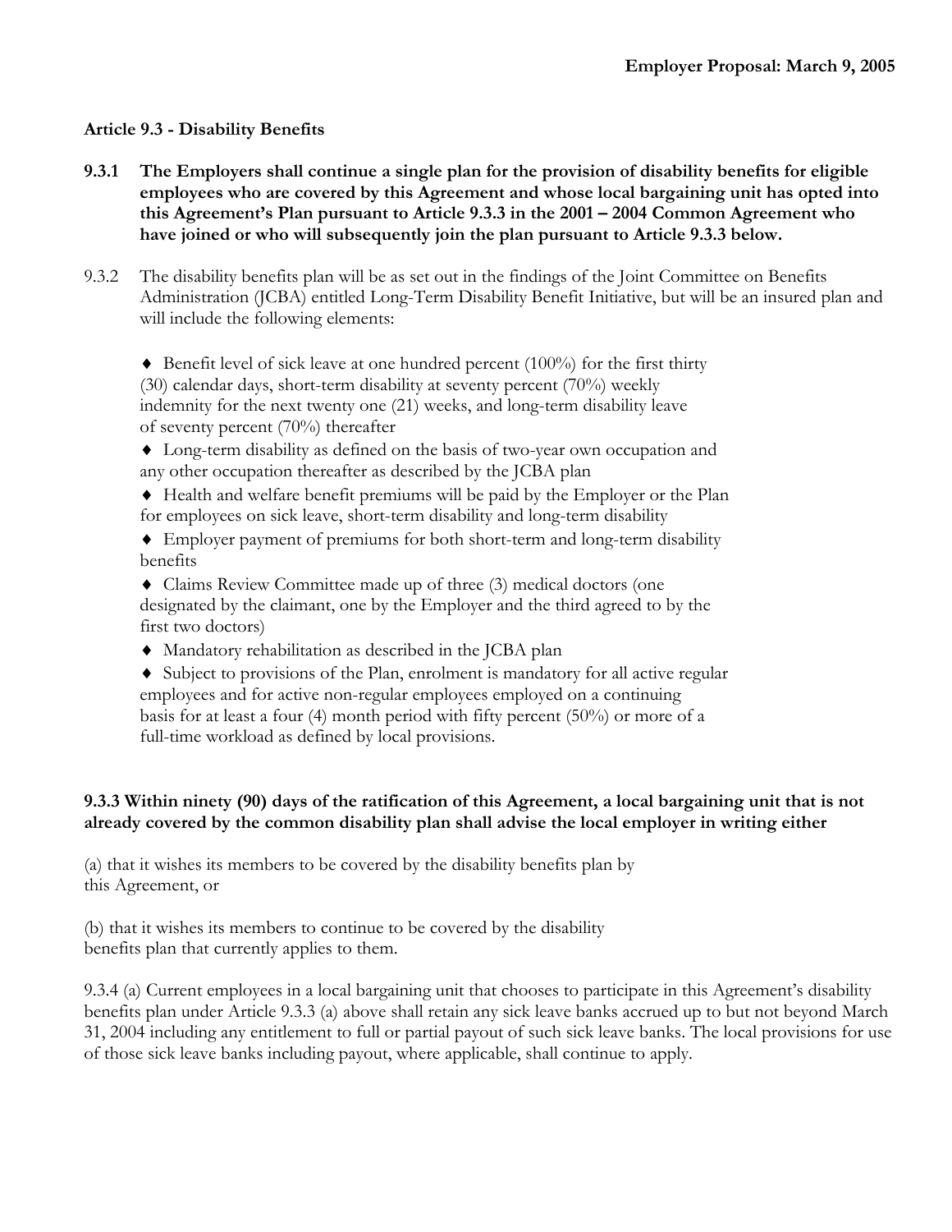**Employer Proposal: March 9, 2005**

**Article 9.3 - Disability Benefits**

**9.3.1 The Employers shall continue a single plan for the provision of disability benefits for eligible employees who are covered by this Agreement and whose local bargaining unit has opted into this Agreement's Plan pursuant to Article 9.3.3 in the 2001 – 2004 Common Agreement who have joined or who will subsequently join the plan pursuant to Article 9.3.3 below.**

9.3.2 The disability benefits plan will be as set out in the findings of the Joint Committee on Benefits Administration (JCBA) entitled Long-Term Disability Benefit Initiative, but will be an insured plan and will include the following elements:

- ♦ Benefit level of sick leave at one hundred percent (100%) for the first thirty (30) calendar days, short-term disability at seventy percent (70%) weekly indemnity for the next twenty one (21) weeks, and long-term disability leave of seventy percent (70%) thereafter
- ♦ Long-term disability as defined on the basis of two-year own occupation and any other occupation thereafter as described by the JCBA plan
- ♦ Health and welfare benefit premiums will be paid by the Employer or the Plan for employees on sick leave, short-term disability and long-term disability
- ♦ Employer payment of premiums for both short-term and long-term disability benefits
- ♦ Claims Review Committee made up of three (3) medical doctors (one designated by the claimant, one by the Employer and the third agreed to by the first two doctors)
- ♦ Mandatory rehabilitation as described in the JCBA plan
- ♦ Subject to provisions of the Plan, enrolment is mandatory for all active regular employees and for active non-regular employees employed on a continuing basis for at least a four (4) month period with fifty percent (50%) or more of a full-time workload as defined by local provisions.

**9.3.3 Within ninety (90) days of the ratification of this Agreement, a local bargaining unit that is not already covered by the common disability plan shall advise the local employer in writing either**

(a) that it wishes its members to be covered by the disability benefits plan by this Agreement, or

(b) that it wishes its members to continue to be covered by the disability benefits plan that currently applies to them.

9.3.4 (a) Current employees in a local bargaining unit that chooses to participate in this Agreement's disability benefits plan under Article 9.3.3 (a) above shall retain any sick leave banks accrued up to but not beyond March 31, 2004 including any entitlement to full or partial payout of such sick leave banks. The local provisions for use of those sick leave banks including payout, where applicable, shall continue to apply.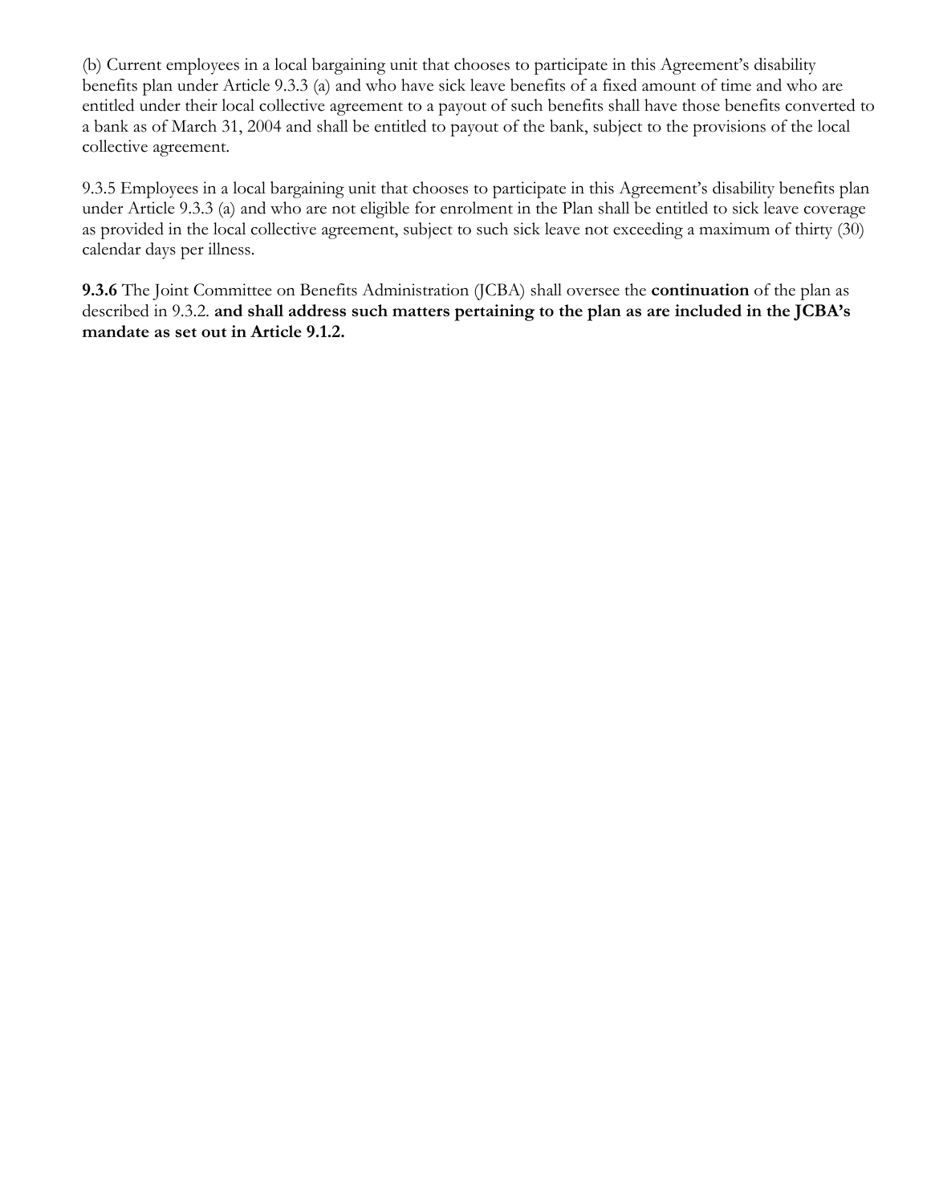(b) Current employees in a local bargaining unit that chooses to participate in this Agreement's disability benefits plan under Article 9.3.3 (a) and who have sick leave benefits of a fixed amount of time and who are entitled under their local collective agreement to a payout of such benefits shall have those benefits converted to a bank as of March 31, 2004 and shall be entitled to payout of the bank, subject to the provisions of the local collective agreement.

9.3.5 Employees in a local bargaining unit that chooses to participate in this Agreement's disability benefits plan under Article 9.3.3 (a) and who are not eligible for enrolment in the Plan shall be entitled to sick leave coverage as provided in the local collective agreement, subject to such sick leave not exceeding a maximum of thirty (30) calendar days per illness.

**9.3.6** The Joint Committee on Benefits Administration (JCBA) shall oversee the **continuation** of the plan as described in 9.3.2. **and shall address such matters pertaining to the plan as are included in the JCBA's mandate as set out in Article 9.1.2.**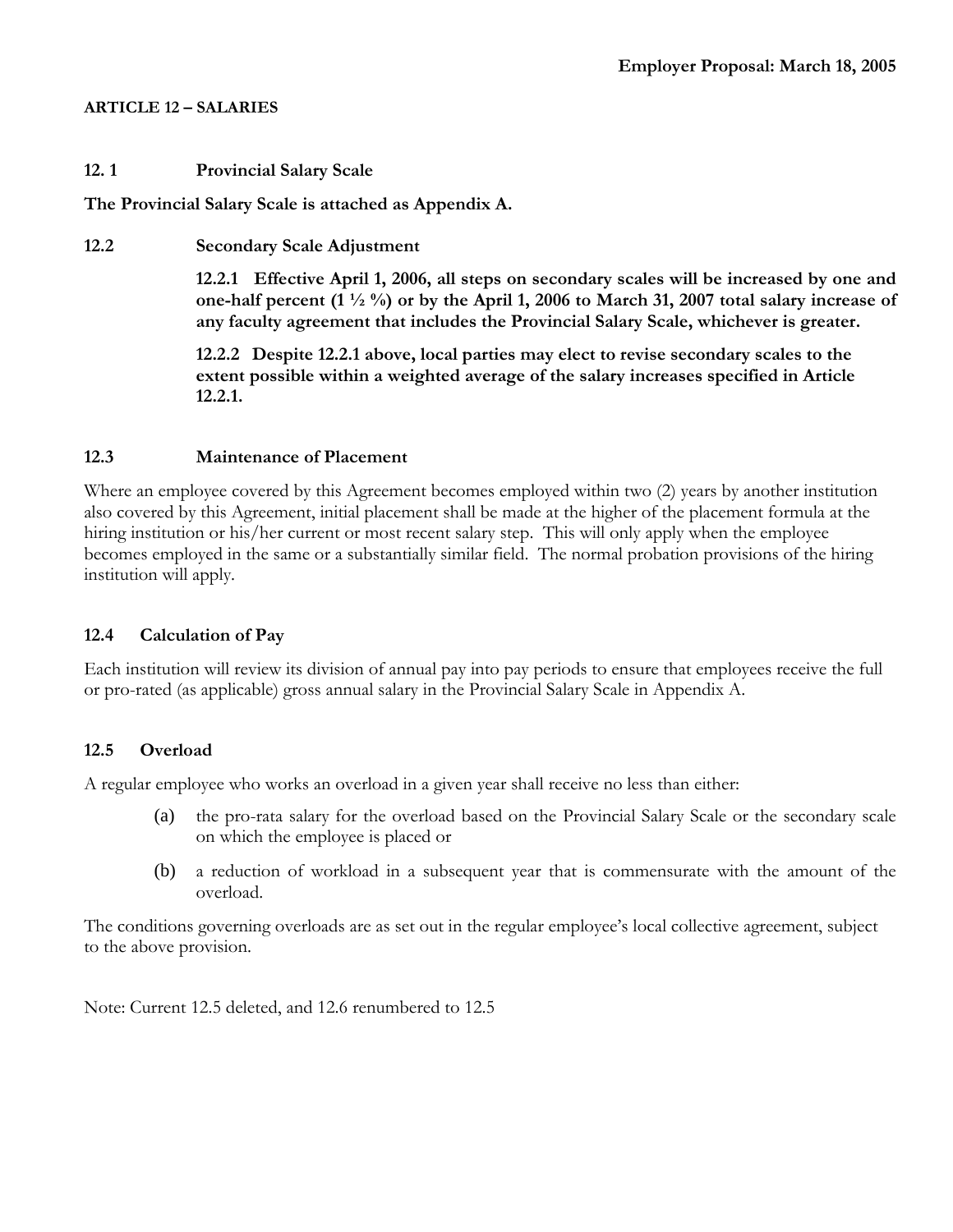**Employer Proposal: March 18, 2005**

**ARTICLE 12 – SALARIES**

**12. 1 Provincial Salary Scale**

**The Provincial Salary Scale is attached as Appendix A.**

**12.2 Secondary Scale Adjustment**

**12.2.1 Effective April 1, 2006, all steps on secondary scales will be increased by one and one-half percent (1 ½ %) or by the April 1, 2006 to March 31, 2007 total salary increase of any faculty agreement that includes the Provincial Salary Scale, whichever is greater.**

**12.2.2 Despite 12.2.1 above, local parties may elect to revise secondary scales to the extent possible within a weighted average of the salary increases specified in Article 12.2.1.**

**12.3 Maintenance of Placement**

Where an employee covered by this Agreement becomes employed within two (2) years by another institution also covered by this Agreement, initial placement shall be made at the higher of the placement formula at the hiring institution or his/her current or most recent salary step. This will only apply when the employee becomes employed in the same or a substantially similar field. The normal probation provisions of the hiring institution will apply.

**12.4 Calculation of Pay**

Each institution will review its division of annual pay into pay periods to ensure that employees receive the full or pro-rated (as applicable) gross annual salary in the Provincial Salary Scale in Appendix A.

**12.5 Overload**

A regular employee who works an overload in a given year shall receive no less than either:

(a) the pro-rata salary for the overload based on the Provincial Salary Scale or the secondary scale on which the employee is placed or

(b) a reduction of workload in a subsequent year that is commensurate with the amount of the overload.

The conditions governing overloads are as set out in the regular employee's local collective agreement, subject to the above provision.

Note: Current 12.5 deleted, and 12.6 renumbered to 12.5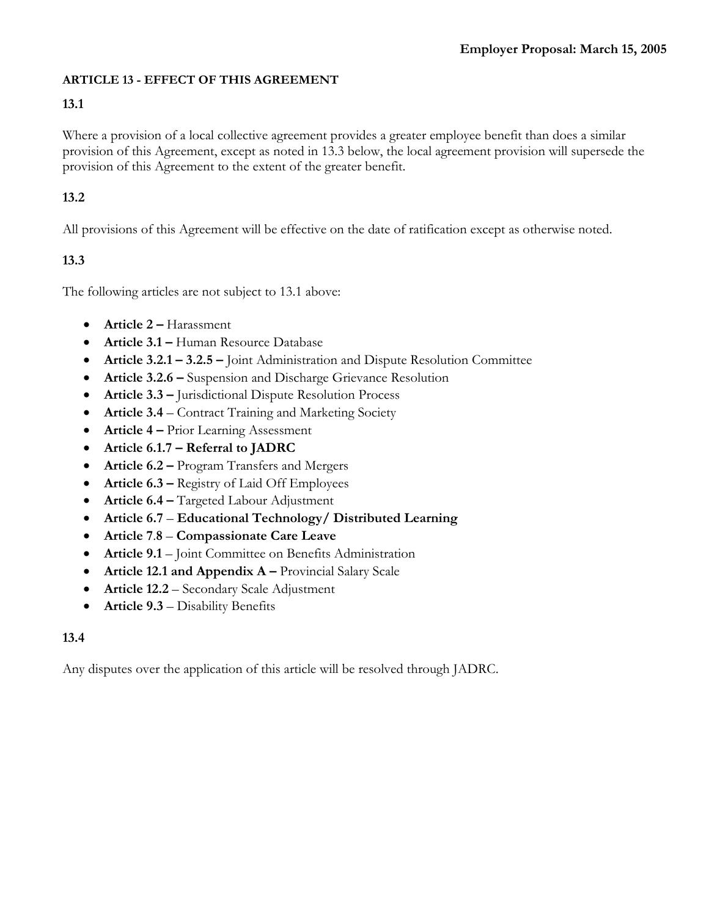**Employer Proposal: March 15, 2005**

## ARTICLE 13 - EFFECT OF THIS AGREEMENT

### 13.1

Where a provision of a local collective agreement provides a greater employee benefit than does a similar provision of this Agreement, except as noted in 13.3 below, the local agreement provision will supersede the provision of this Agreement to the extent of the greater benefit.

### 13.2

All provisions of this Agreement will be effective on the date of ratification except as otherwise noted.

### 13.3

The following articles are not subject to 13.1 above:

- **Article 2 –** Harassment
- **Article 3.1 –** Human Resource Database
- **Article 3.2.1 – 3.2.5 –** Joint Administration and Dispute Resolution Committee
- **Article 3.2.6 –** Suspension and Discharge Grievance Resolution
- **Article 3.3 –** Jurisdictional Dispute Resolution Process
- **Article 3.4** – Contract Training and Marketing Society
- **Article 4 –** Prior Learning Assessment
- **Article 6.1.7 – Referral to JADRC**
- **Article 6.2 –** Program Transfers and Mergers
- **Article 6.3 –** Registry of Laid Off Employees
- **Article 6.4 –** Targeted Labour Adjustment
- **Article 6.7** – **Educational Technology/ Distributed Learning**
- **Article 7.8** – **Compassionate Care Leave**
- **Article 9.1** – Joint Committee on Benefits Administration
- **Article 12.1 and Appendix A –** Provincial Salary Scale
- **Article 12.2** – Secondary Scale Adjustment
- **Article 9.3** – Disability Benefits

### 13.4

Any disputes over the application of this article will be resolved through JADRC.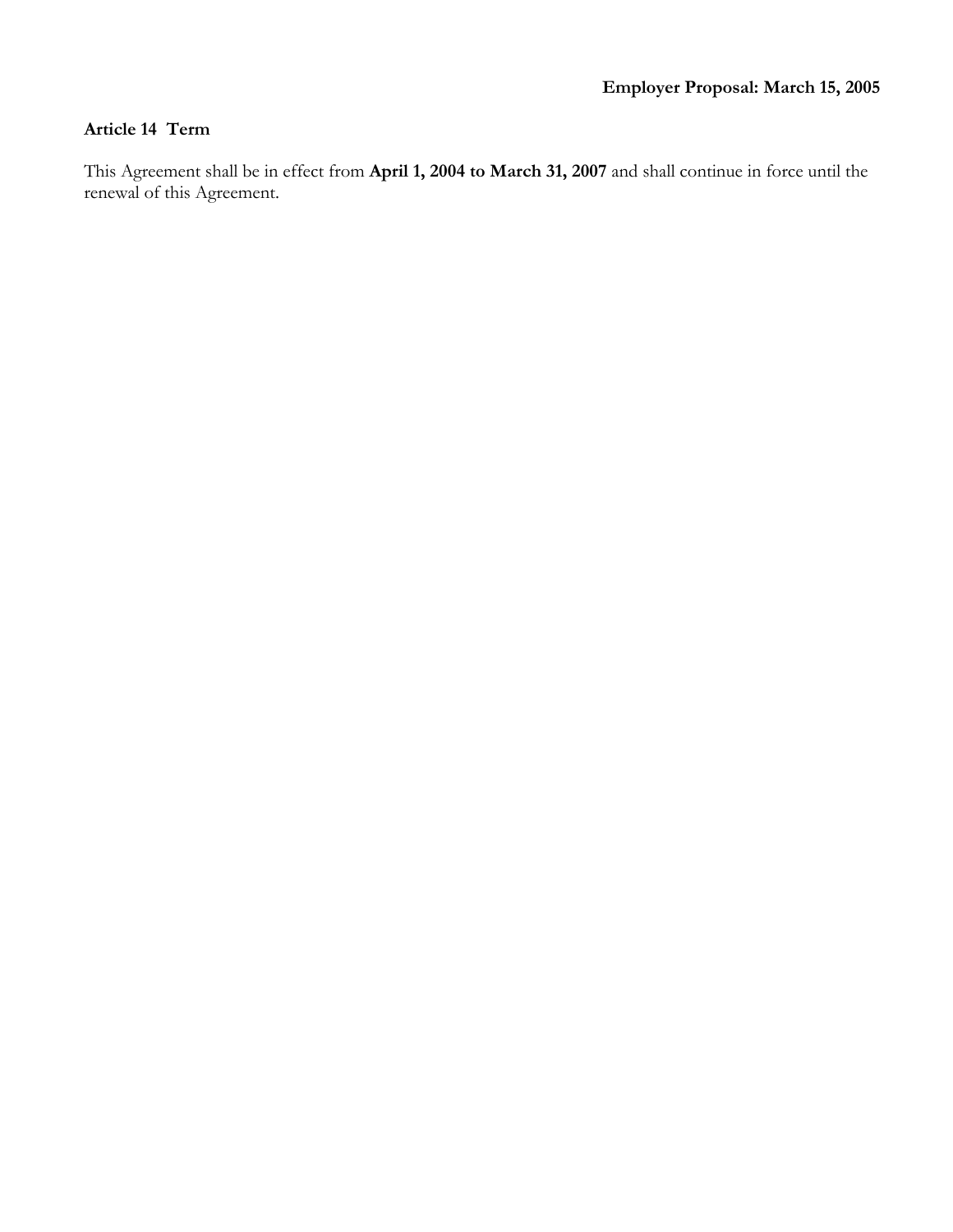**Employer Proposal: March 15, 2005**

**Article 14 Term**

This Agreement shall be in effect from **April 1, 2004 to March 31, 2007** and shall continue in force until the renewal of this Agreement.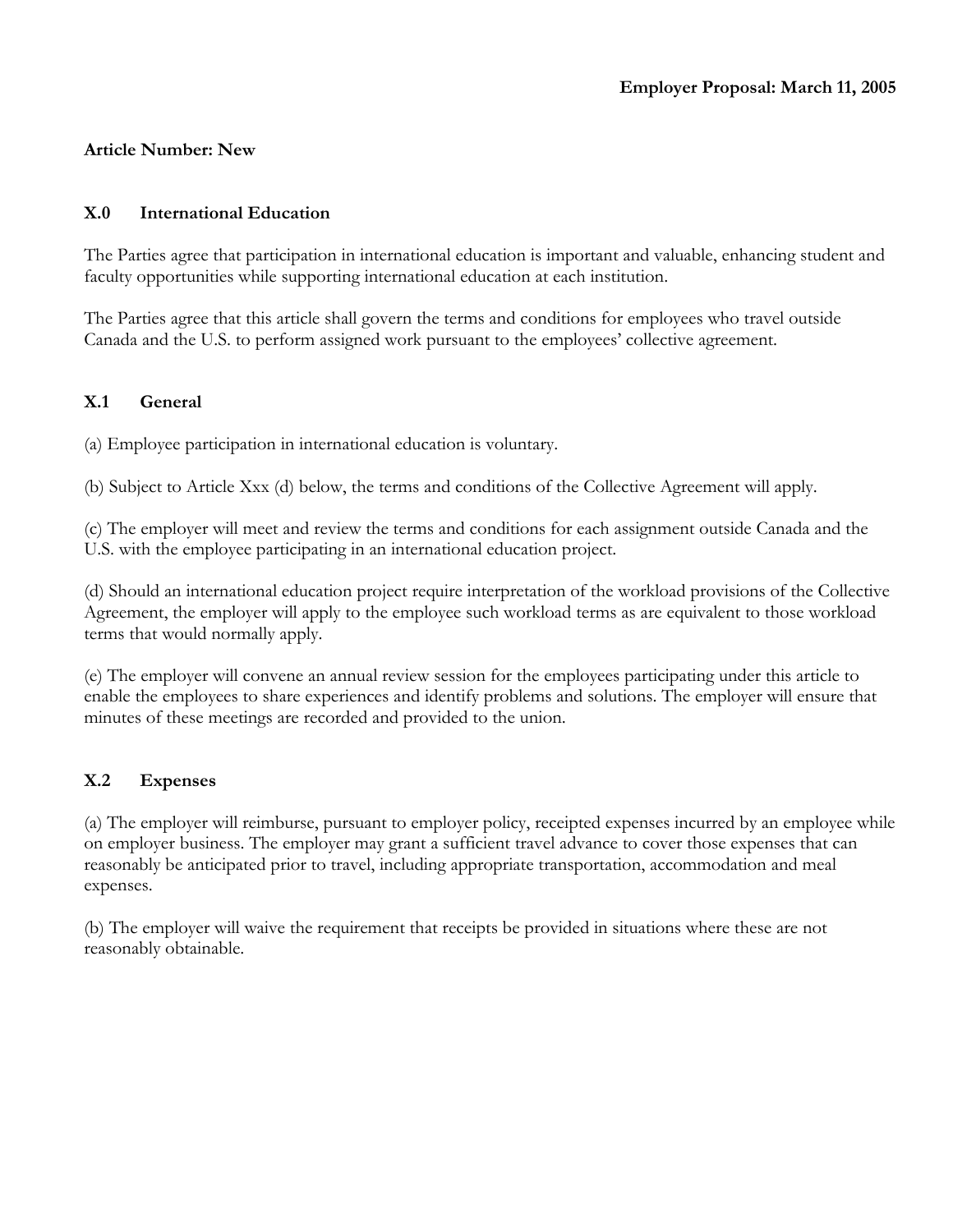**Employer Proposal: March 11, 2005**

**Article Number: New**

### X.0 International Education

The Parties agree that participation in international education is important and valuable, enhancing student and faculty opportunities while supporting international education at each institution.

The Parties agree that this article shall govern the terms and conditions for employees who travel outside Canada and the U.S. to perform assigned work pursuant to the employees' collective agreement.

### X.1 General

(a) Employee participation in international education is voluntary.

(b) Subject to Article Xxx (d) below, the terms and conditions of the Collective Agreement will apply.

(c) The employer will meet and review the terms and conditions for each assignment outside Canada and the U.S. with the employee participating in an international education project.

(d) Should an international education project require interpretation of the workload provisions of the Collective Agreement, the employer will apply to the employee such workload terms as are equivalent to those workload terms that would normally apply.

(e) The employer will convene an annual review session for the employees participating under this article to enable the employees to share experiences and identify problems and solutions. The employer will ensure that minutes of these meetings are recorded and provided to the union.

### X.2 Expenses

(a) The employer will reimburse, pursuant to employer policy, receipted expenses incurred by an employee while on employer business. The employer may grant a sufficient travel advance to cover those expenses that can reasonably be anticipated prior to travel, including appropriate transportation, accommodation and meal expenses.

(b) The employer will waive the requirement that receipts be provided in situations where these are not reasonably obtainable.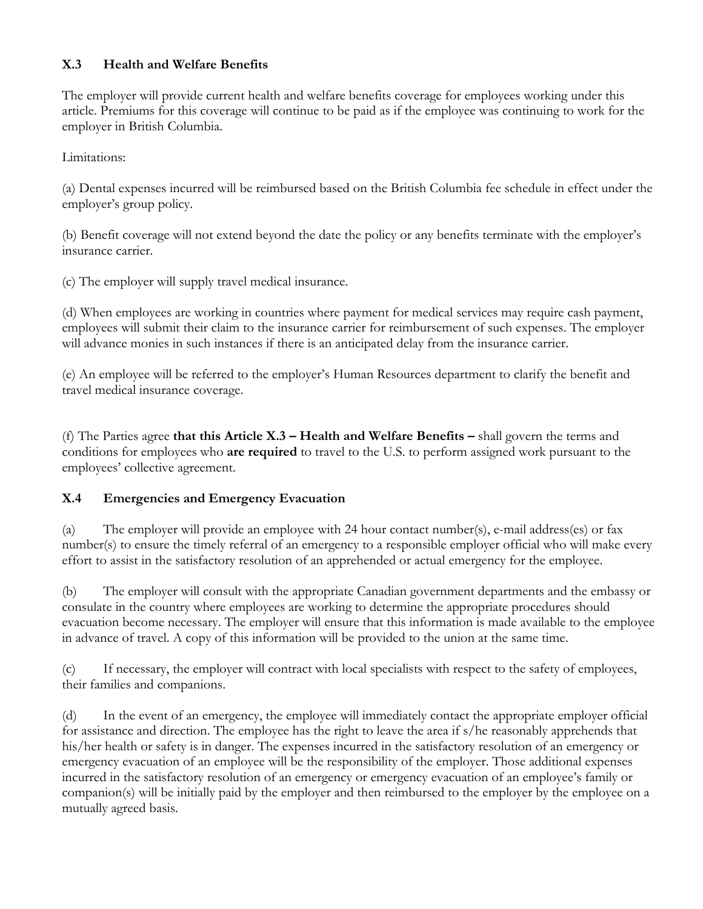### X.3 Health and Welfare Benefits

The employer will provide current health and welfare benefits coverage for employees working under this article. Premiums for this coverage will continue to be paid as if the employee was continuing to work for the employer in British Columbia.

Limitations:

(a) Dental expenses incurred will be reimbursed based on the British Columbia fee schedule in effect under the employer's group policy.

(b) Benefit coverage will not extend beyond the date the policy or any benefits terminate with the employer's insurance carrier.

(c) The employer will supply travel medical insurance.

(d) When employees are working in countries where payment for medical services may require cash payment, employees will submit their claim to the insurance carrier for reimbursement of such expenses. The employer will advance monies in such instances if there is an anticipated delay from the insurance carrier.

(e) An employee will be referred to the employer's Human Resources department to clarify the benefit and travel medical insurance coverage.

(f) The Parties agree **that this Article X.3 – Health and Welfare Benefits –** shall govern the terms and conditions for employees who **are required** to travel to the U.S. to perform assigned work pursuant to the employees' collective agreement.

### X.4 Emergencies and Emergency Evacuation

(a) The employer will provide an employee with 24 hour contact number(s), e-mail address(es) or fax number(s) to ensure the timely referral of an emergency to a responsible employer official who will make every effort to assist in the satisfactory resolution of an apprehended or actual emergency for the employee.

(b) The employer will consult with the appropriate Canadian government departments and the embassy or consulate in the country where employees are working to determine the appropriate procedures should evacuation become necessary. The employer will ensure that this information is made available to the employee in advance of travel. A copy of this information will be provided to the union at the same time.

(c) If necessary, the employer will contract with local specialists with respect to the safety of employees, their families and companions.

(d) In the event of an emergency, the employee will immediately contact the appropriate employer official for assistance and direction. The employee has the right to leave the area if s/he reasonably apprehends that his/her health or safety is in danger. The expenses incurred in the satisfactory resolution of an emergency or emergency evacuation of an employee will be the responsibility of the employer. Those additional expenses incurred in the satisfactory resolution of an emergency or emergency evacuation of an employee's family or companion(s) will be initially paid by the employer and then reimbursed to the employer by the employee on a mutually agreed basis.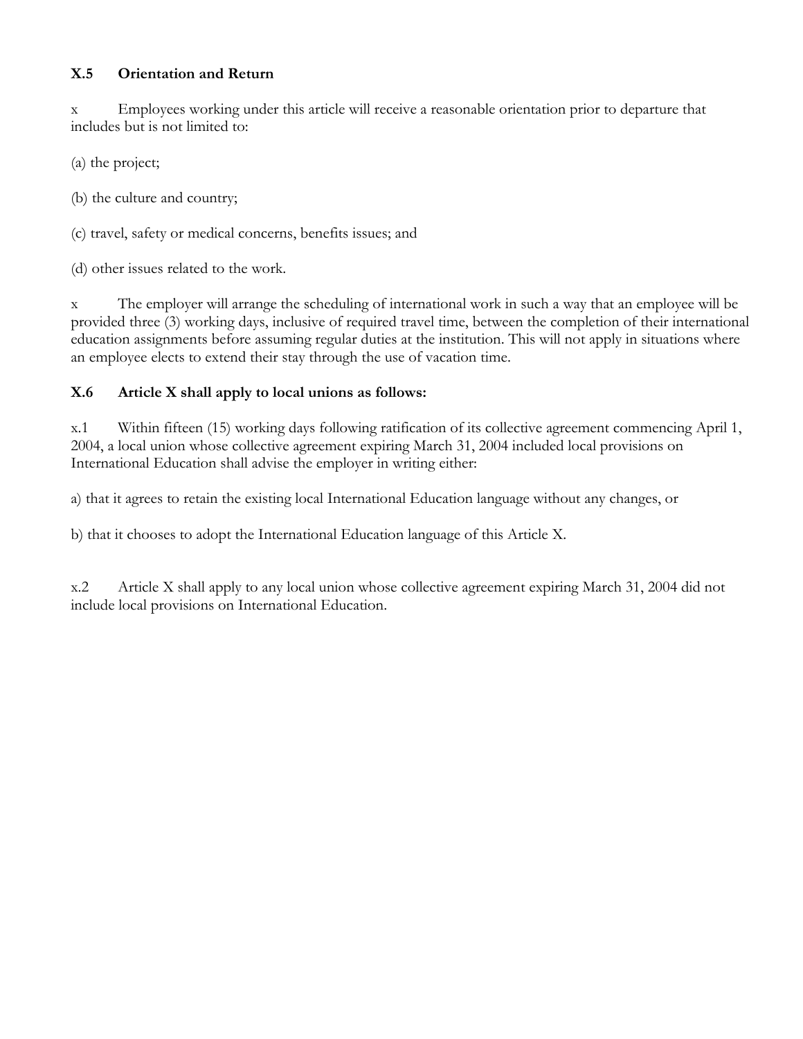### X.5 Orientation and Return

x Employees working under this article will receive a reasonable orientation prior to departure that includes but is not limited to:

(a) the project;

(b) the culture and country;

(c) travel, safety or medical concerns, benefits issues; and

(d) other issues related to the work.

x The employer will arrange the scheduling of international work in such a way that an employee will be provided three (3) working days, inclusive of required travel time, between the completion of their international education assignments before assuming regular duties at the institution. This will not apply in situations where an employee elects to extend their stay through the use of vacation time.

### X.6 Article X shall apply to local unions as follows:

x.1 Within fifteen (15) working days following ratification of its collective agreement commencing April 1, 2004, a local union whose collective agreement expiring March 31, 2004 included local provisions on International Education shall advise the employer in writing either:

a) that it agrees to retain the existing local International Education language without any changes, or

b) that it chooses to adopt the International Education language of this Article X.

x.2 Article X shall apply to any local union whose collective agreement expiring March 31, 2004 did not include local provisions on International Education.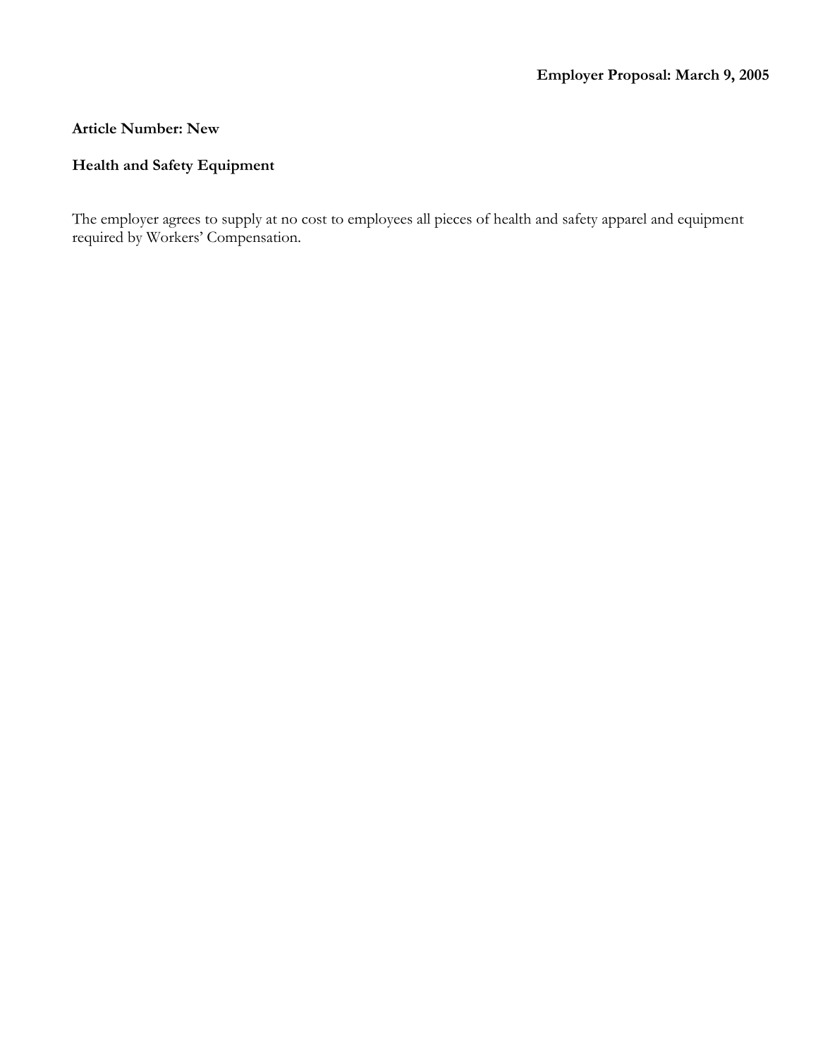**Employer Proposal: March 9, 2005**

**Article Number: New**

**Health and Safety Equipment**

The employer agrees to supply at no cost to employees all pieces of health and safety apparel and equipment required by Workers' Compensation.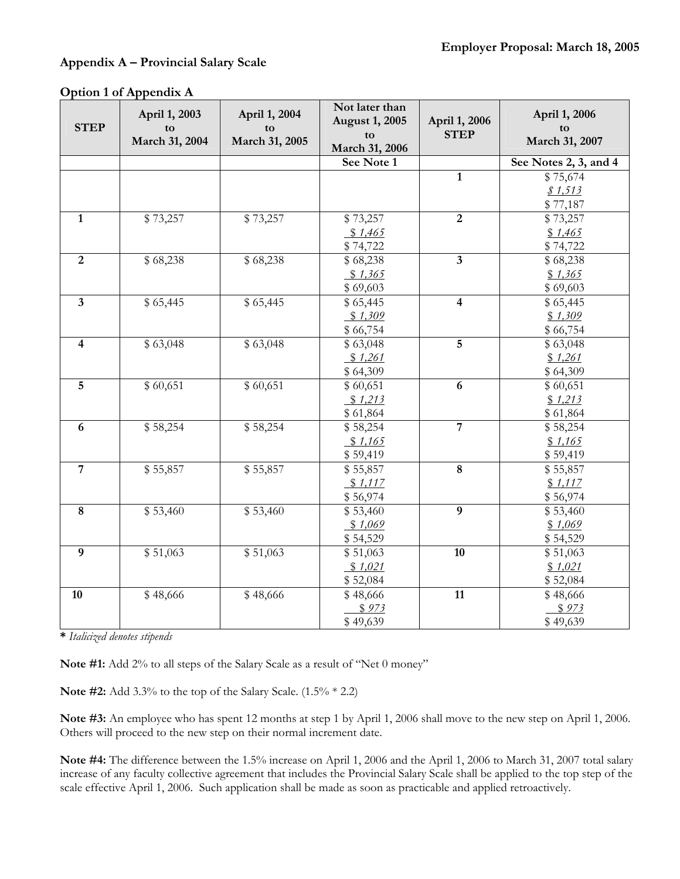**Employer Proposal: March 18, 2005**

**Appendix A – Provincial Salary Scale**

**Option 1 of Appendix A**

| STEP | April 1, 2003 to March 31, 2004 | April 1, 2004 to March 31, 2005 | Not later than August 1, 2005 to March 31, 2006 | April 1, 2006 STEP | April 1, 2006 to March 31, 2007 |
|---|---|---|---|---|---|
| | | | **See Note 1** | | **See Notes 2, 3, and 4** |
| | | | | **1** | $ 75,674<br>*$ 1,513*<br>$ 77,187 |
| **1** | $ 73,257 | $ 73,257 | $ 73,257<br>*$ 1,465*<br>$ 74,722 | **2** | $ 73,257<br>*$ 1,465*<br>$ 74,722 |
| **2** | $ 68,238 | $ 68,238 | $ 68,238<br>*$ 1,365*<br>$ 69,603 | **3** | $ 68,238<br>*$ 1,365*<br>$ 69,603 |
| **3** | $ 65,445 | $ 65,445 | $ 65,445<br>*$ 1,309*<br>$ 66,754 | **4** | $ 65,445<br>*$ 1,309*<br>$ 66,754 |
| **4** | $ 63,048 | $ 63,048 | $ 63,048<br>*$ 1,261*<br>$ 64,309 | **5** | $ 63,048<br>*$ 1,261*<br>$ 64,309 |
| **5** | $ 60,651 | $ 60,651 | $ 60,651<br>*$ 1,213*<br>$ 61,864 | **6** | $ 60,651<br>*$ 1,213*<br>$ 61,864 |
| **6** | $ 58,254 | $ 58,254 | $ 58,254<br>*$ 1,165*<br>$ 59,419 | **7** | $ 58,254<br>*$ 1,165*<br>$ 59,419 |
| **7** | $ 55,857 | $ 55,857 | $ 55,857<br>*$ 1,117*<br>$ 56,974 | **8** | $ 55,857<br>*$ 1,117*<br>$ 56,974 |
| **8** | $ 53,460 | $ 53,460 | $ 53,460<br>*$ 1,069*<br>$ 54,529 | **9** | $ 53,460<br>*$ 1,069*<br>$ 54,529 |
| **9** | $ 51,063 | $ 51,063 | $ 51,063<br>*$ 1,021*<br>$ 52,084 | **10** | $ 51,063<br>*$ 1,021*<br>$ 52,084 |
| **10** | $ 48,666 | $ 48,666 | $ 48,666<br>*$ 973*<br>$ 49,639 | **11** | $ 48,666<br>*$ 973*<br>$ 49,639 |

**\*** *Italicized denotes stipends*

**Note #1:** Add 2% to all steps of the Salary Scale as a result of "Net 0 money"

**Note #2:** Add 3.3% to the top of the Salary Scale. (1.5% * 2.2)

**Note #3:** An employee who has spent 12 months at step 1 by April 1, 2006 shall move to the new step on April 1, 2006. Others will proceed to the new step on their normal increment date.

**Note #4:** The difference between the 1.5% increase on April 1, 2006 and the April 1, 2006 to March 31, 2007 total salary increase of any faculty collective agreement that includes the Provincial Salary Scale shall be applied to the top step of the scale effective April 1, 2006. Such application shall be made as soon as practicable and applied retroactively.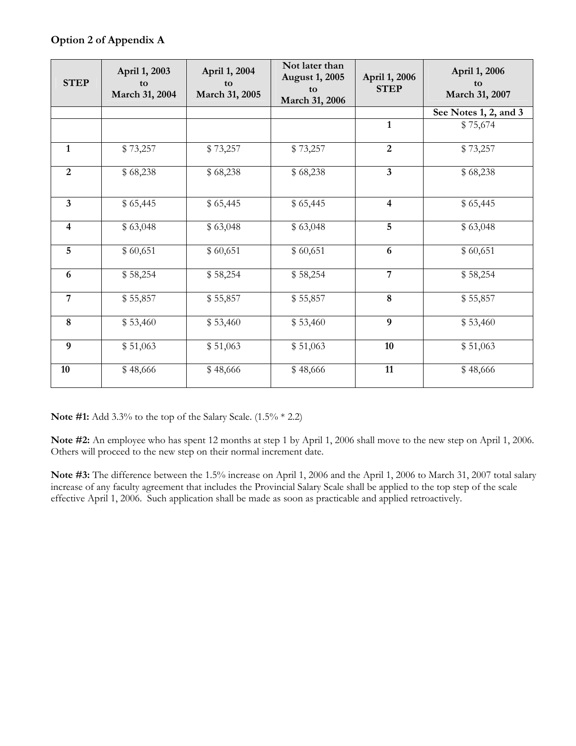**Option 2 of Appendix A**

| STEP | April 1, 2003 to March 31, 2004 | April 1, 2004 to March 31, 2005 | Not later than August 1, 2005 to March 31, 2006 | April 1, 2006 STEP | April 1, 2006 to March 31, 2007 |
|---|---|---|---|---|---|
| | | | | | **See Notes 1, 2, and 3** |
| | | | | **1** | $ 75,674 |
| **1** | $ 73,257 | $ 73,257 | $ 73,257 | **2** | $ 73,257 |
| **2** | $ 68,238 | $ 68,238 | $ 68,238 | **3** | $ 68,238 |
| **3** | $ 65,445 | $ 65,445 | $ 65,445 | **4** | $ 65,445 |
| **4** | $ 63,048 | $ 63,048 | $ 63,048 | **5** | $ 63,048 |
| **5** | $ 60,651 | $ 60,651 | $ 60,651 | **6** | $ 60,651 |
| **6** | $ 58,254 | $ 58,254 | $ 58,254 | **7** | $ 58,254 |
| **7** | $ 55,857 | $ 55,857 | $ 55,857 | **8** | $ 55,857 |
| **8** | $ 53,460 | $ 53,460 | $ 53,460 | **9** | $ 53,460 |
| **9** | $ 51,063 | $ 51,063 | $ 51,063 | **10** | $ 51,063 |
| **10** | $ 48,666 | $ 48,666 | $ 48,666 | **11** | $ 48,666 |

**Note #1:** Add 3.3% to the top of the Salary Scale. (1.5% * 2.2)

**Note #2:** An employee who has spent 12 months at step 1 by April 1, 2006 shall move to the new step on April 1, 2006. Others will proceed to the new step on their normal increment date.

**Note #3:** The difference between the 1.5% increase on April 1, 2006 and the April 1, 2006 to March 31, 2007 total salary increase of any faculty agreement that includes the Provincial Salary Scale shall be applied to the top step of the scale effective April 1, 2006. Such application shall be made as soon as practicable and applied retroactively.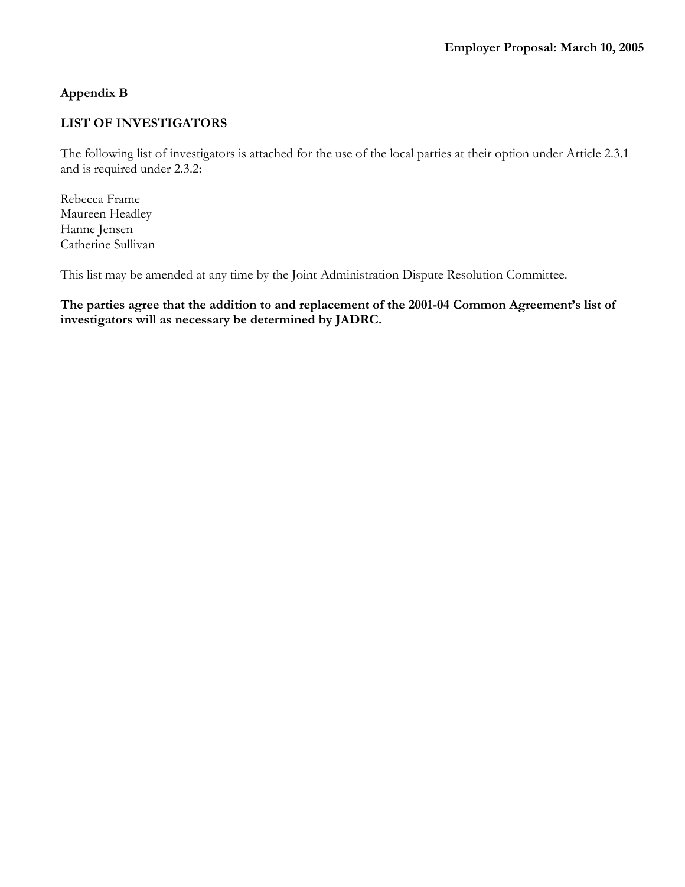**Employer Proposal: March 10, 2005**

## Appendix B

### LIST OF INVESTIGATORS

The following list of investigators is attached for the use of the local parties at their option under Article 2.3.1 and is required under 2.3.2:

Rebecca Frame
Maureen Headley
Hanne Jensen
Catherine Sullivan

This list may be amended at any time by the Joint Administration Dispute Resolution Committee.

**The parties agree that the addition to and replacement of the 2001-04 Common Agreement's list of investigators will as necessary be determined by JADRC.**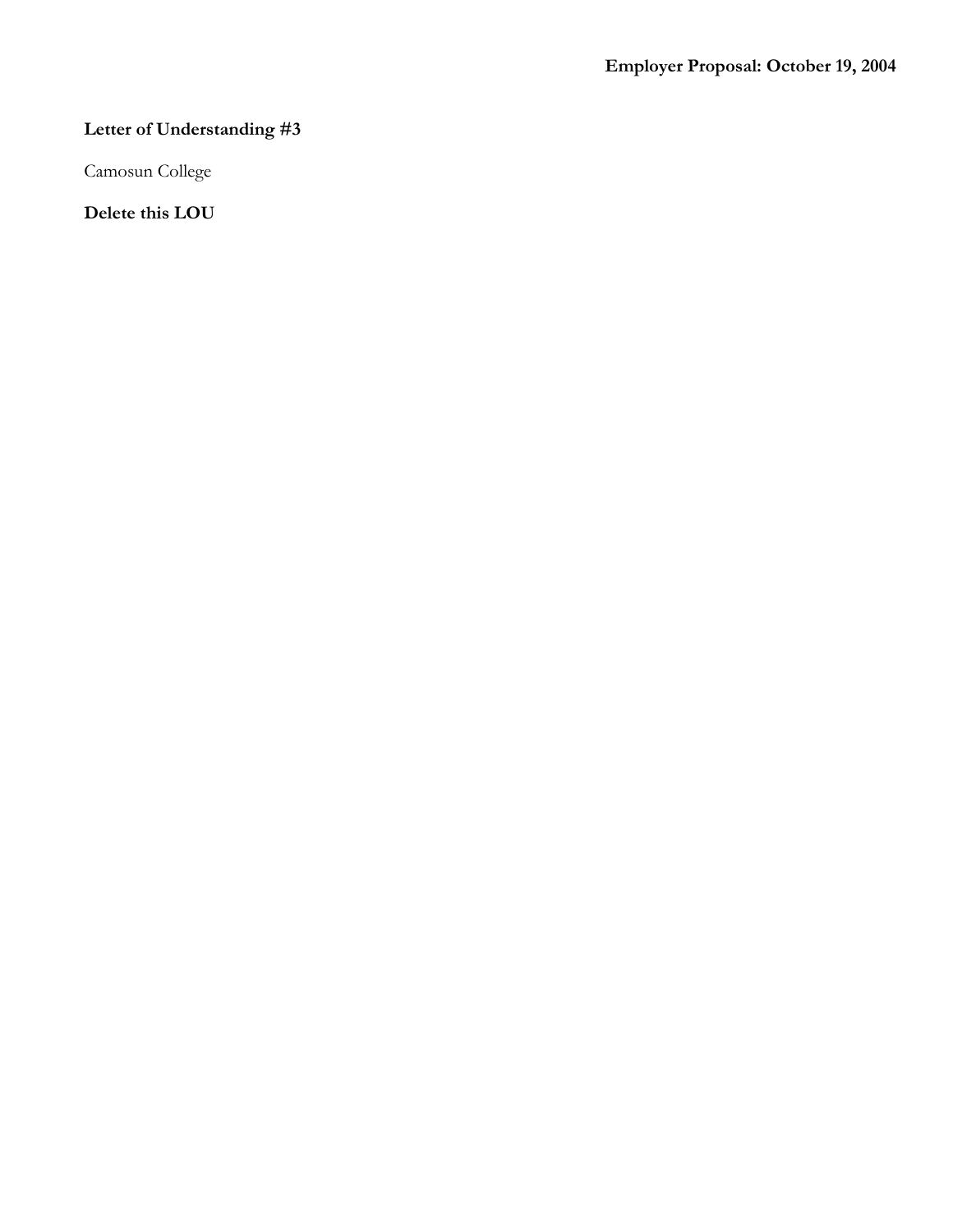**Employer Proposal: October 19, 2004**

**Letter of Understanding #3**

Camosun College

**Delete this LOU**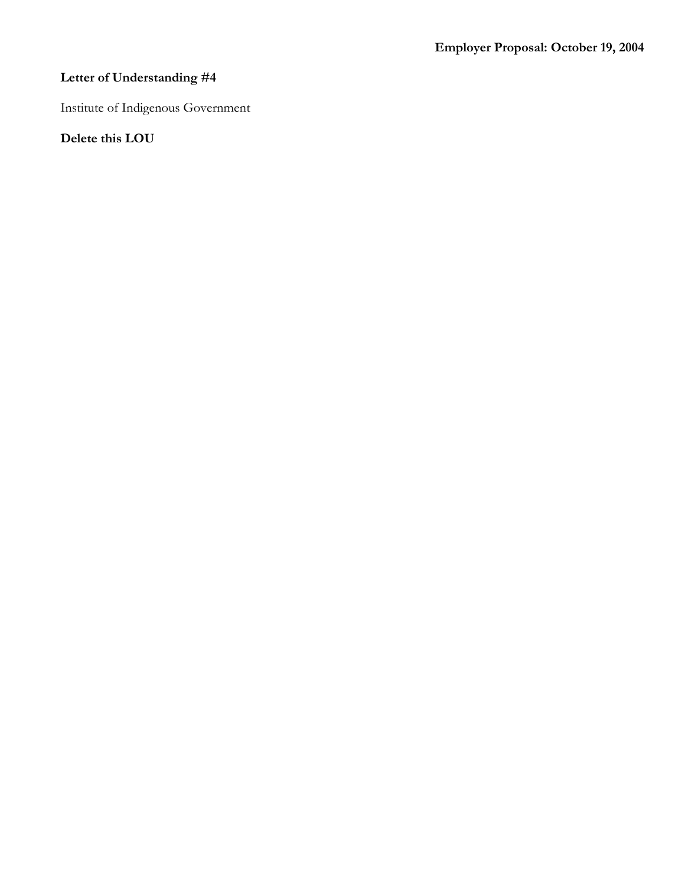**Employer Proposal: October 19, 2004**

**Letter of Understanding #4**

Institute of Indigenous Government

**Delete this LOU**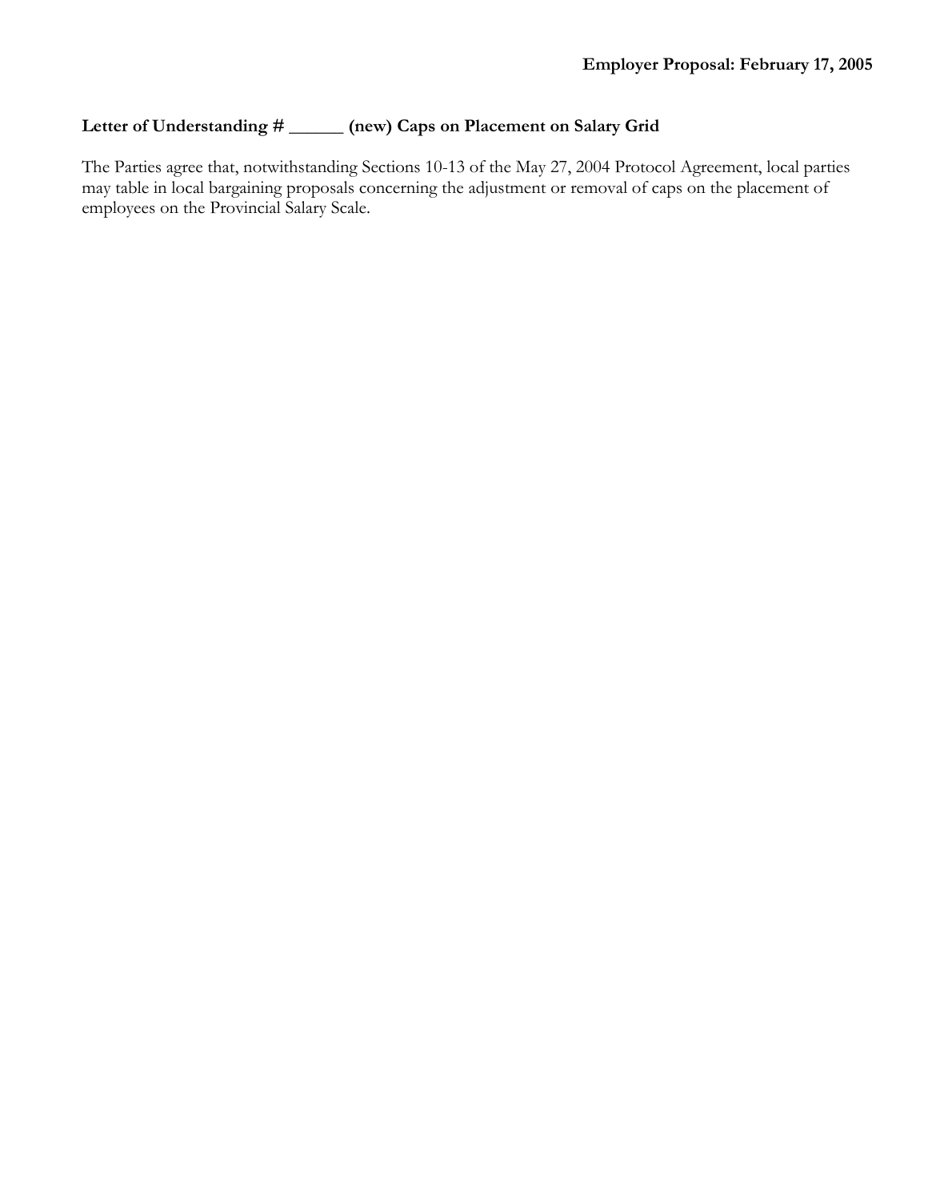**Employer Proposal: February 17, 2005**

**Letter of Understanding # ______ (new) Caps on Placement on Salary Grid**

The Parties agree that, notwithstanding Sections 10-13 of the May 27, 2004 Protocol Agreement, local parties may table in local bargaining proposals concerning the adjustment or removal of caps on the placement of employees on the Provincial Salary Scale.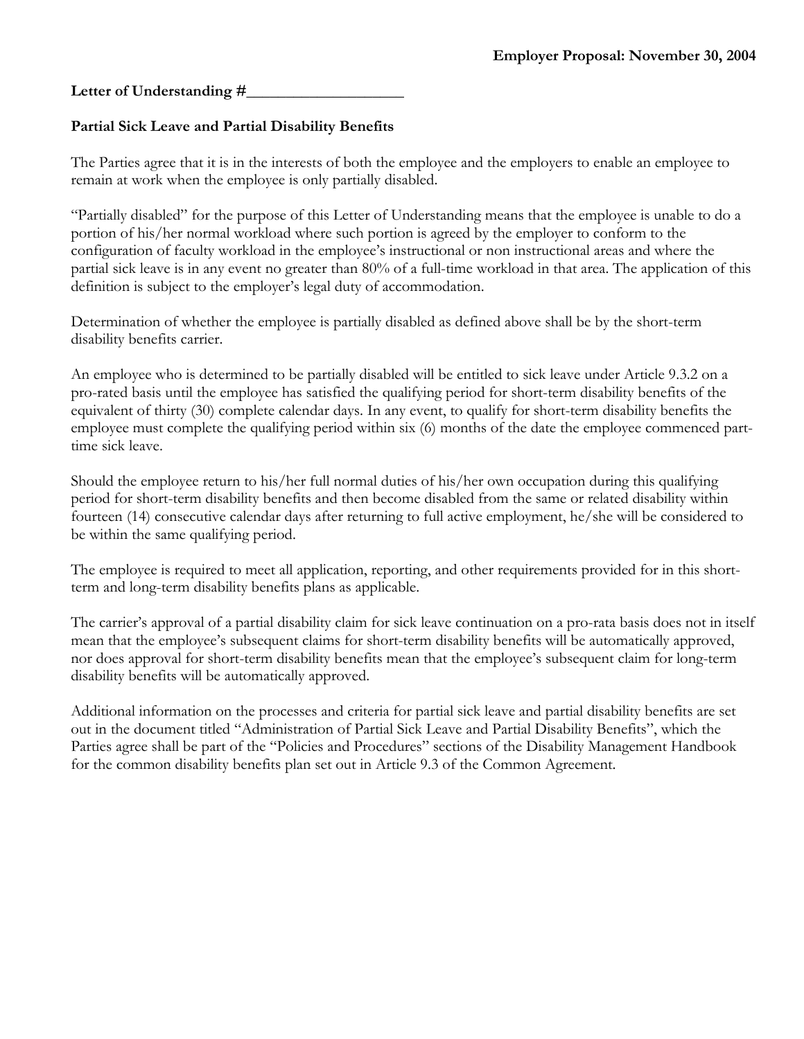**Employer Proposal: November 30, 2004**

**Letter of Understanding #____________________**

**Partial Sick Leave and Partial Disability Benefits**

The Parties agree that it is in the interests of both the employee and the employers to enable an employee to remain at work when the employee is only partially disabled.

"Partially disabled" for the purpose of this Letter of Understanding means that the employee is unable to do a portion of his/her normal workload where such portion is agreed by the employer to conform to the configuration of faculty workload in the employee's instructional or non instructional areas and where the partial sick leave is in any event no greater than 80% of a full-time workload in that area. The application of this definition is subject to the employer's legal duty of accommodation.

Determination of whether the employee is partially disabled as defined above shall be by the short-term disability benefits carrier.

An employee who is determined to be partially disabled will be entitled to sick leave under Article 9.3.2 on a pro-rated basis until the employee has satisfied the qualifying period for short-term disability benefits of the equivalent of thirty (30) complete calendar days. In any event, to qualify for short-term disability benefits the employee must complete the qualifying period within six (6) months of the date the employee commenced part-time sick leave.

Should the employee return to his/her full normal duties of his/her own occupation during this qualifying period for short-term disability benefits and then become disabled from the same or related disability within fourteen (14) consecutive calendar days after returning to full active employment, he/she will be considered to be within the same qualifying period.

The employee is required to meet all application, reporting, and other requirements provided for in this short-term and long-term disability benefits plans as applicable.

The carrier's approval of a partial disability claim for sick leave continuation on a pro-rata basis does not in itself mean that the employee's subsequent claims for short-term disability benefits will be automatically approved, nor does approval for short-term disability benefits mean that the employee's subsequent claim for long-term disability benefits will be automatically approved.

Additional information on the processes and criteria for partial sick leave and partial disability benefits are set out in the document titled "Administration of Partial Sick Leave and Partial Disability Benefits", which the Parties agree shall be part of the "Policies and Procedures" sections of the Disability Management Handbook for the common disability benefits plan set out in Article 9.3 of the Common Agreement.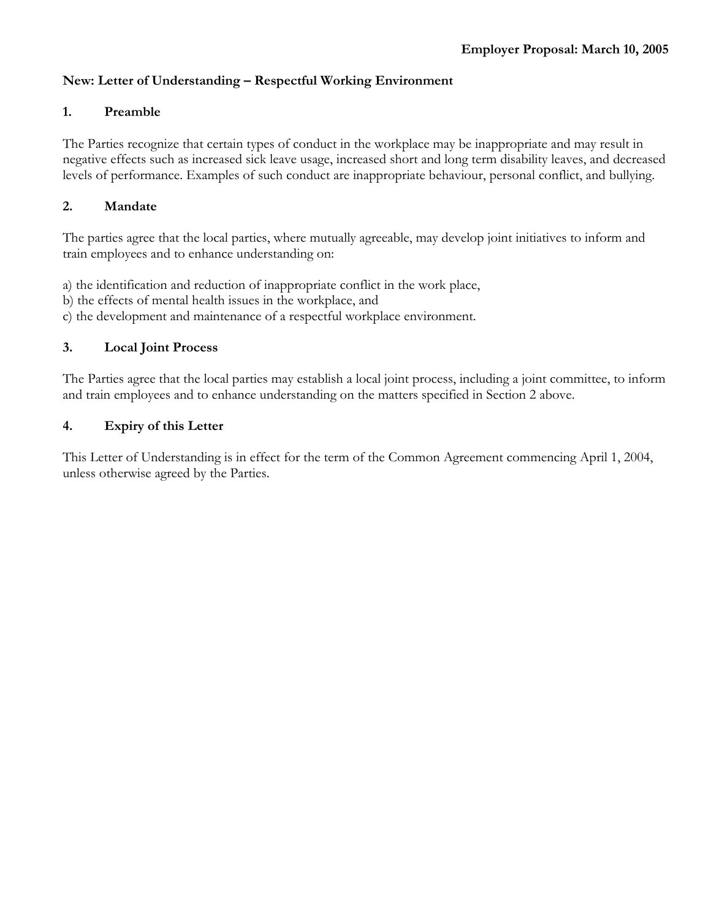**Employer Proposal: March 10, 2005**

## New: Letter of Understanding – Respectful Working Environment

### 1. Preamble

The Parties recognize that certain types of conduct in the workplace may be inappropriate and may result in negative effects such as increased sick leave usage, increased short and long term disability leaves, and decreased levels of performance. Examples of such conduct are inappropriate behaviour, personal conflict, and bullying.

### 2. Mandate

The parties agree that the local parties, where mutually agreeable, may develop joint initiatives to inform and train employees and to enhance understanding on:

a) the identification and reduction of inappropriate conflict in the work place,
b) the effects of mental health issues in the workplace, and
c) the development and maintenance of a respectful workplace environment.

### 3. Local Joint Process

The Parties agree that the local parties may establish a local joint process, including a joint committee, to inform and train employees and to enhance understanding on the matters specified in Section 2 above.

### 4. Expiry of this Letter

This Letter of Understanding is in effect for the term of the Common Agreement commencing April 1, 2004, unless otherwise agreed by the Parties.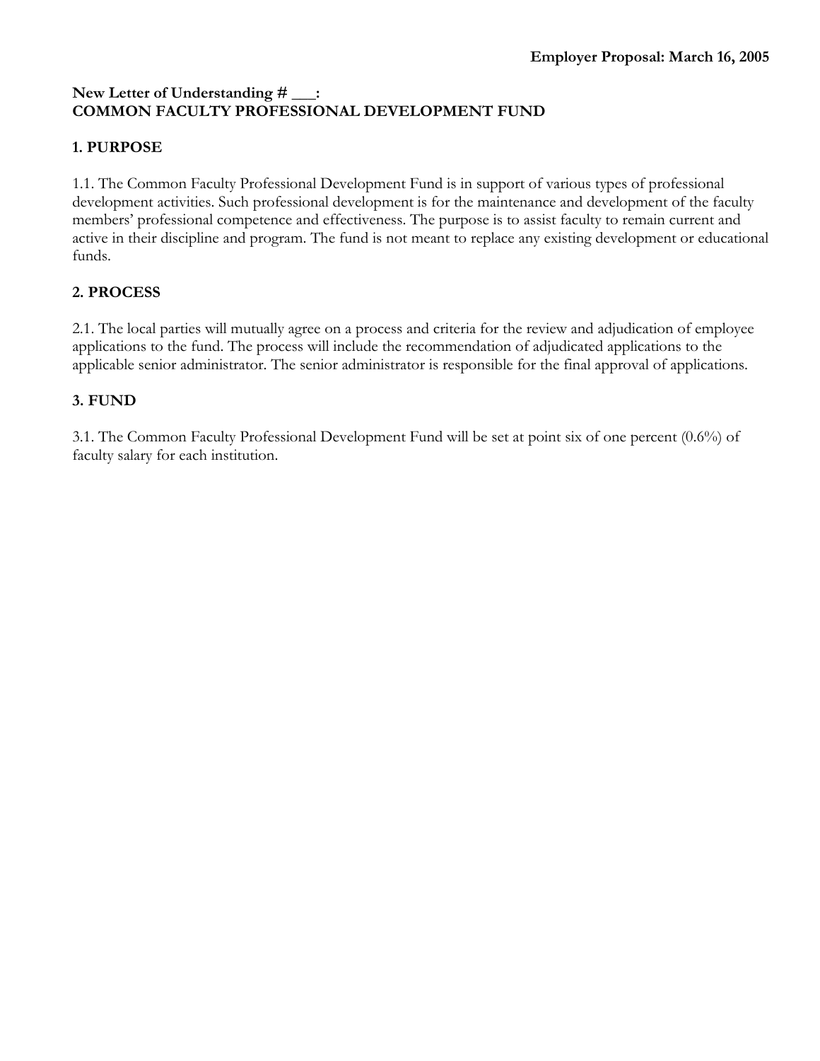**Employer Proposal: March 16, 2005**

**New Letter of Understanding # ___:**
**COMMON FACULTY PROFESSIONAL DEVELOPMENT FUND**

## 1. PURPOSE

1.1. The Common Faculty Professional Development Fund is in support of various types of professional development activities. Such professional development is for the maintenance and development of the faculty members' professional competence and effectiveness. The purpose is to assist faculty to remain current and active in their discipline and program. The fund is not meant to replace any existing development or educational funds.

## 2. PROCESS

2.1. The local parties will mutually agree on a process and criteria for the review and adjudication of employee applications to the fund. The process will include the recommendation of adjudicated applications to the applicable senior administrator. The senior administrator is responsible for the final approval of applications.

## 3. FUND

3.1. The Common Faculty Professional Development Fund will be set at point six of one percent (0.6%) of faculty salary for each institution.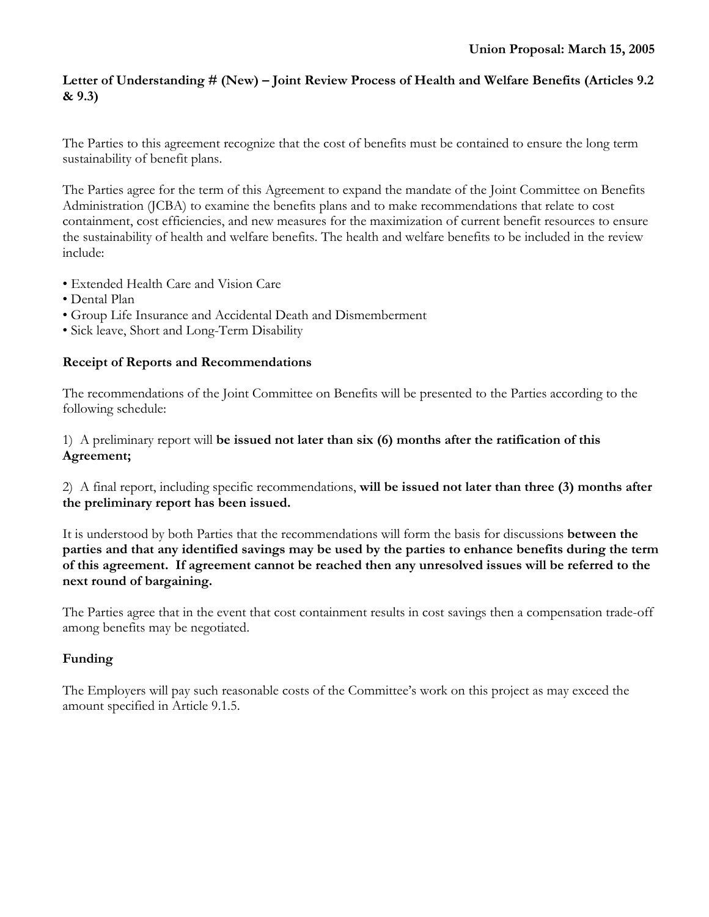**Union Proposal: March 15, 2005**

**Letter of Understanding # (New) – Joint Review Process of Health and Welfare Benefits (Articles 9.2 & 9.3)**

The Parties to this agreement recognize that the cost of benefits must be contained to ensure the long term sustainability of benefit plans.

The Parties agree for the term of this Agreement to expand the mandate of the Joint Committee on Benefits Administration (JCBA) to examine the benefits plans and to make recommendations that relate to cost containment, cost efficiencies, and new measures for the maximization of current benefit resources to ensure the sustainability of health and welfare benefits. The health and welfare benefits to be included in the review include:

- Extended Health Care and Vision Care
- Dental Plan
- Group Life Insurance and Accidental Death and Dismemberment
- Sick leave, Short and Long-Term Disability

**Receipt of Reports and Recommendations**

The recommendations of the Joint Committee on Benefits will be presented to the Parties according to the following schedule:

1) A preliminary report will **be issued not later than six (6) months after the ratification of this Agreement;**

2) A final report, including specific recommendations, **will be issued not later than three (3) months after the preliminary report has been issued.**

It is understood by both Parties that the recommendations will form the basis for discussions **between the parties and that any identified savings may be used by the parties to enhance benefits during the term of this agreement. If agreement cannot be reached then any unresolved issues will be referred to the next round of bargaining.**

The Parties agree that in the event that cost containment results in cost savings then a compensation trade-off among benefits may be negotiated.

**Funding**

The Employers will pay such reasonable costs of the Committee's work on this project as may exceed the amount specified in Article 9.1.5.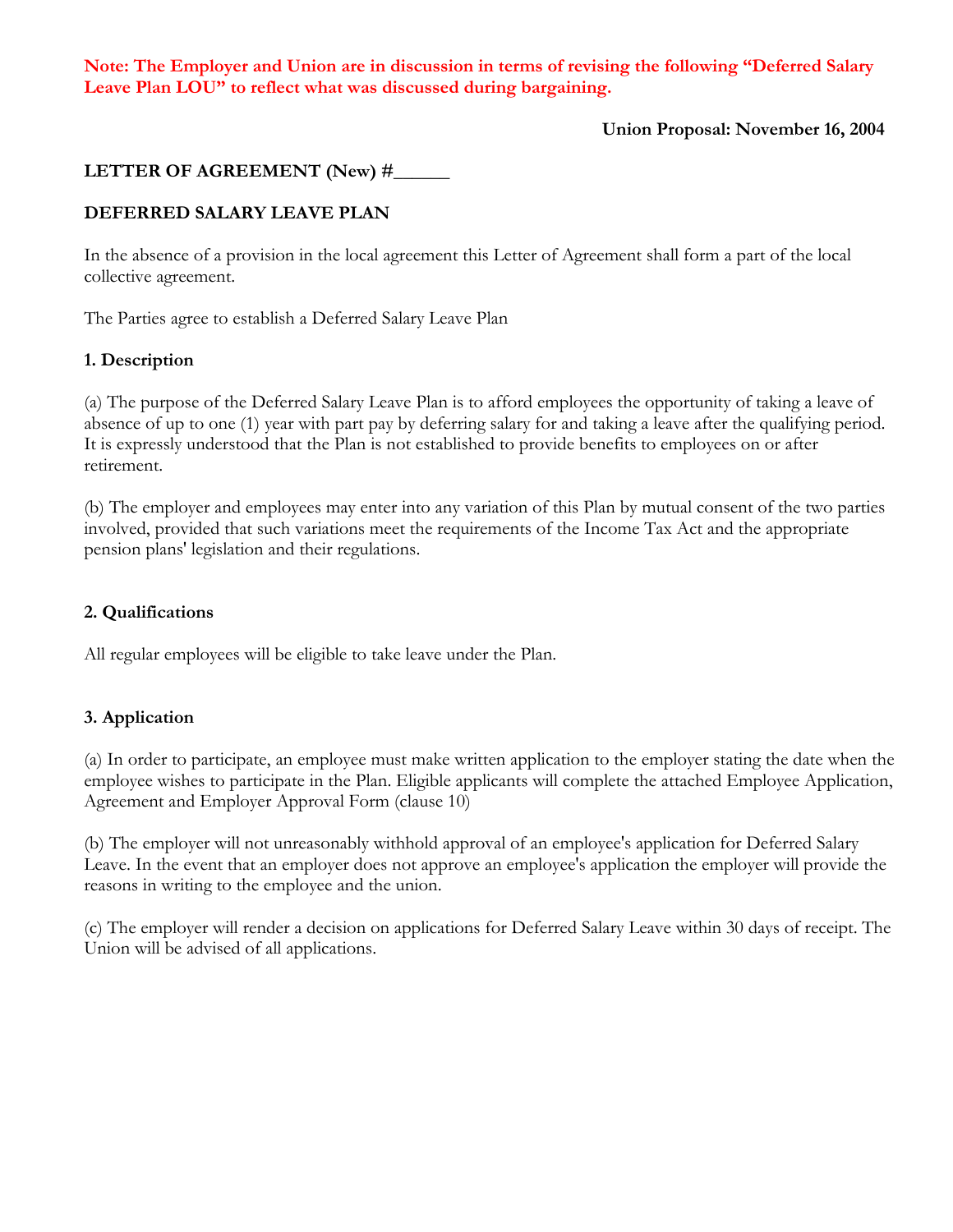**Note: The Employer and Union are in discussion in terms of revising the following "Deferred Salary Leave Plan LOU" to reflect what was discussed during bargaining.**

**Union Proposal: November 16, 2004**

## LETTER OF AGREEMENT (New) #______

## DEFERRED SALARY LEAVE PLAN

In the absence of a provision in the local agreement this Letter of Agreement shall form a part of the local collective agreement.

The Parties agree to establish a Deferred Salary Leave Plan

### 1. Description

(a) The purpose of the Deferred Salary Leave Plan is to afford employees the opportunity of taking a leave of absence of up to one (1) year with part pay by deferring salary for and taking a leave after the qualifying period. It is expressly understood that the Plan is not established to provide benefits to employees on or after retirement.

(b) The employer and employees may enter into any variation of this Plan by mutual consent of the two parties involved, provided that such variations meet the requirements of the Income Tax Act and the appropriate pension plans' legislation and their regulations.

### 2. Qualifications

All regular employees will be eligible to take leave under the Plan.

### 3. Application

(a) In order to participate, an employee must make written application to the employer stating the date when the employee wishes to participate in the Plan. Eligible applicants will complete the attached Employee Application, Agreement and Employer Approval Form (clause 10)

(b) The employer will not unreasonably withhold approval of an employee's application for Deferred Salary Leave. In the event that an employer does not approve an employee's application the employer will provide the reasons in writing to the employee and the union.

(c) The employer will render a decision on applications for Deferred Salary Leave within 30 days of receipt. The Union will be advised of all applications.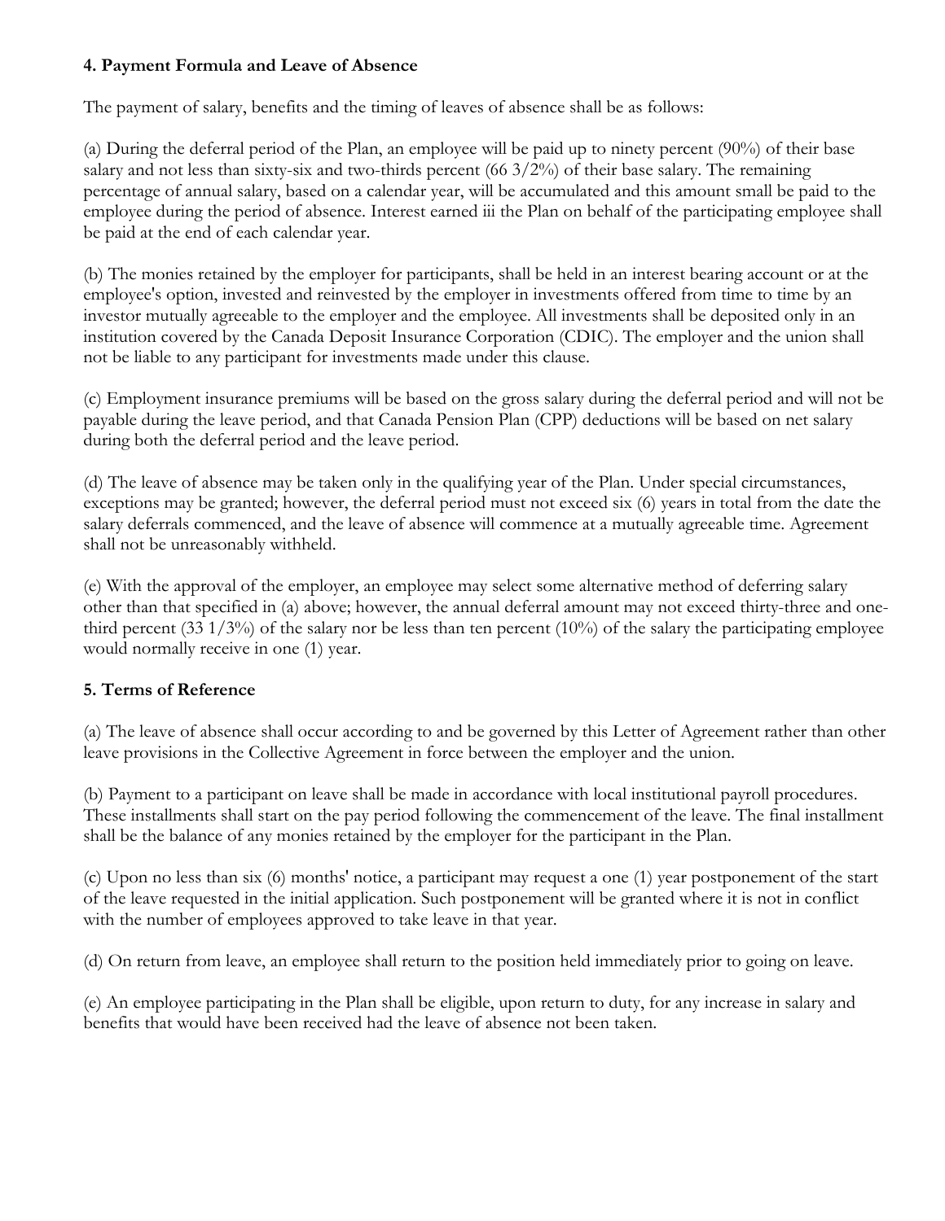**4. Payment Formula and Leave of Absence**

The payment of salary, benefits and the timing of leaves of absence shall be as follows:

(a) During the deferral period of the Plan, an employee will be paid up to ninety percent (90%) of their base salary and not less than sixty-six and two-thirds percent (66 3/2%) of their base salary. The remaining percentage of annual salary, based on a calendar year, will be accumulated and this amount small be paid to the employee during the period of absence. Interest earned iii the Plan on behalf of the participating employee shall be paid at the end of each calendar year.

(b) The monies retained by the employer for participants, shall be held in an interest bearing account or at the employee's option, invested and reinvested by the employer in investments offered from time to time by an investor mutually agreeable to the employer and the employee. All investments shall be deposited only in an institution covered by the Canada Deposit Insurance Corporation (CDIC). The employer and the union shall not be liable to any participant for investments made under this clause.

(c) Employment insurance premiums will be based on the gross salary during the deferral period and will not be payable during the leave period, and that Canada Pension Plan (CPP) deductions will be based on net salary during both the deferral period and the leave period.

(d) The leave of absence may be taken only in the qualifying year of the Plan. Under special circumstances, exceptions may be granted; however, the deferral period must not exceed six (6) years in total from the date the salary deferrals commenced, and the leave of absence will commence at a mutually agreeable time. Agreement shall not be unreasonably withheld.

(e) With the approval of the employer, an employee may select some alternative method of deferring salary other than that specified in (a) above; however, the annual deferral amount may not exceed thirty-three and one-third percent (33 1/3%) of the salary nor be less than ten percent (10%) of the salary the participating employee would normally receive in one (1) year.

**5. Terms of Reference**

(a) The leave of absence shall occur according to and be governed by this Letter of Agreement rather than other leave provisions in the Collective Agreement in force between the employer and the union.

(b) Payment to a participant on leave shall be made in accordance with local institutional payroll procedures. These installments shall start on the pay period following the commencement of the leave. The final installment shall be the balance of any monies retained by the employer for the participant in the Plan.

(c) Upon no less than six (6) months' notice, a participant may request a one (1) year postponement of the start of the leave requested in the initial application. Such postponement will be granted where it is not in conflict with the number of employees approved to take leave in that year.

(d) On return from leave, an employee shall return to the position held immediately prior to going on leave.

(e) An employee participating in the Plan shall be eligible, upon return to duty, for any increase in salary and benefits that would have been received had the leave of absence not been taken.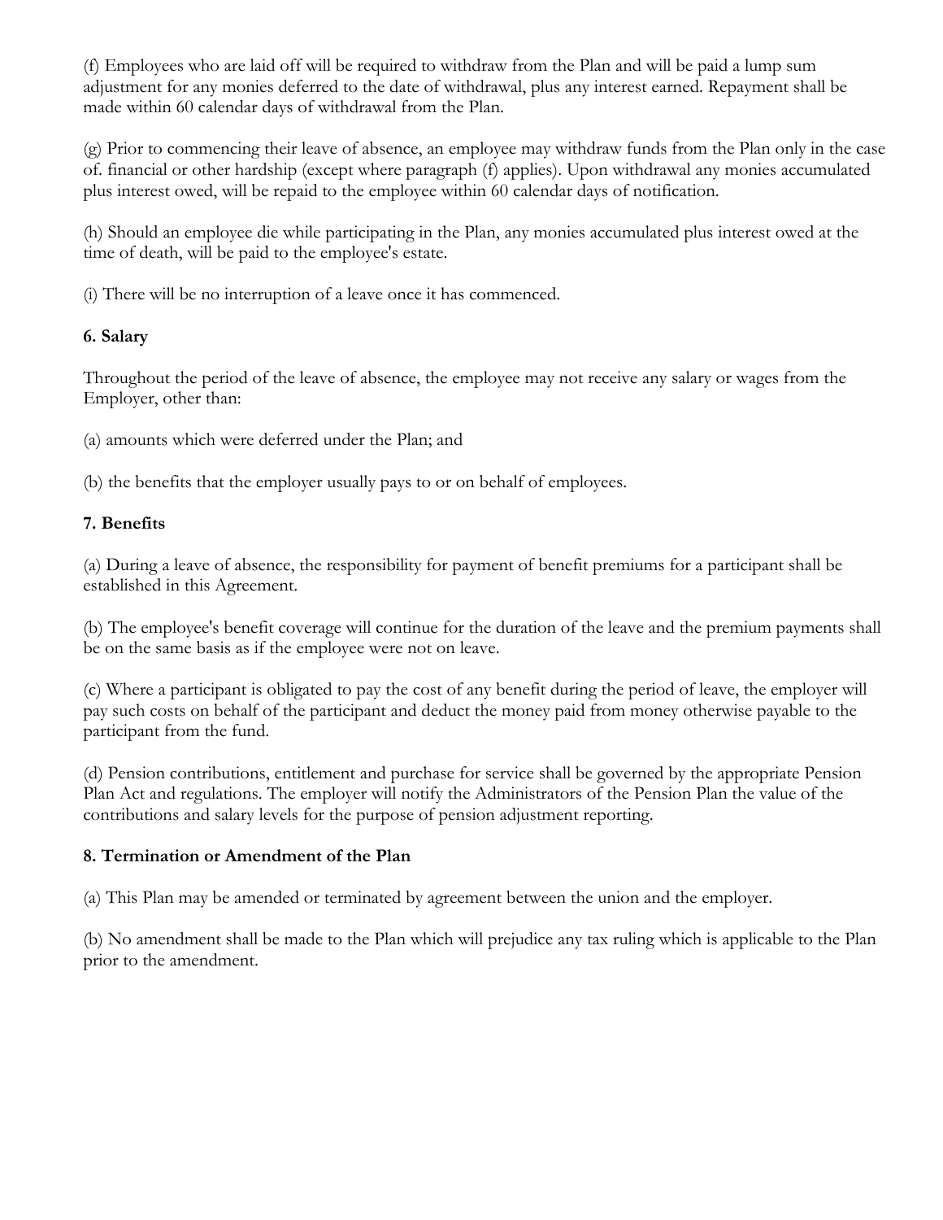(f) Employees who are laid off will be required to withdraw from the Plan and will be paid a lump sum adjustment for any monies deferred to the date of withdrawal, plus any interest earned. Repayment shall be made within 60 calendar days of withdrawal from the Plan.

(g) Prior to commencing their leave of absence, an employee may withdraw funds from the Plan only in the case of. financial or other hardship (except where paragraph (f) applies). Upon withdrawal any monies accumulated plus interest owed, will be repaid to the employee within 60 calendar days of notification.

(h) Should an employee die while participating in the Plan, any monies accumulated plus interest owed at the time of death, will be paid to the employee's estate.

(i) There will be no interruption of a leave once it has commenced.

### 6. Salary

Throughout the period of the leave of absence, the employee may not receive any salary or wages from the Employer, other than:

(a) amounts which were deferred under the Plan; and

(b) the benefits that the employer usually pays to or on behalf of employees.

### 7. Benefits

(a) During a leave of absence, the responsibility for payment of benefit premiums for a participant shall be established in this Agreement.

(b) The employee's benefit coverage will continue for the duration of the leave and the premium payments shall be on the same basis as if the employee were not on leave.

(c) Where a participant is obligated to pay the cost of any benefit during the period of leave, the employer will pay such costs on behalf of the participant and deduct the money paid from money otherwise payable to the participant from the fund.

(d) Pension contributions, entitlement and purchase for service shall be governed by the appropriate Pension Plan Act and regulations. The employer will notify the Administrators of the Pension Plan the value of the contributions and salary levels for the purpose of pension adjustment reporting.

### 8. Termination or Amendment of the Plan

(a) This Plan may be amended or terminated by agreement between the union and the employer.

(b) No amendment shall be made to the Plan which will prejudice any tax ruling which is applicable to the Plan prior to the amendment.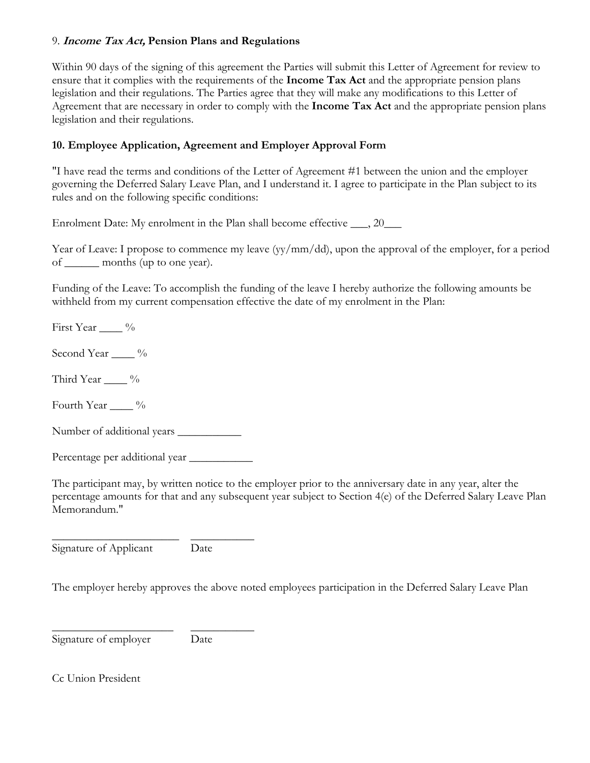### 9. ***Income Tax Act,*** **Pension Plans and Regulations**

Within 90 days of the signing of this agreement the Parties will submit this Letter of Agreement for review to ensure that it complies with the requirements of the **Income Tax Act** and the appropriate pension plans legislation and their regulations. The Parties agree that they will make any modifications to this Letter of Agreement that are necessary in order to comply with the **Income Tax Act** and the appropriate pension plans legislation and their regulations.

### 10. Employee Application, Agreement and Employer Approval Form

"I have read the terms and conditions of the Letter of Agreement #1 between the union and the employer governing the Deferred Salary Leave Plan, and I understand it. I agree to participate in the Plan subject to its rules and on the following specific conditions:

Enrolment Date: My enrolment in the Plan shall become effective ___, 20___

Year of Leave: I propose to commence my leave (yy/mm/dd), upon the approval of the employer, for a period of ______ months (up to one year).

Funding of the Leave: To accomplish the funding of the leave I hereby authorize the following amounts be withheld from my current compensation effective the date of my enrolment in the Plan:

First Year ____ %

Second Year ____ %

Third Year ____ %

Fourth Year ____ %

Number of additional years ___________

Percentage per additional year ___________

The participant may, by written notice to the employer prior to the anniversary date in any year, alter the percentage amounts for that and any subsequent year subject to Section 4(e) of the Deferred Salary Leave Plan Memorandum."

______________________ ___________
Signature of Applicant Date

The employer hereby approves the above noted employees participation in the Deferred Salary Leave Plan

______________________ ___________
Signature of employer Date

Cc Union President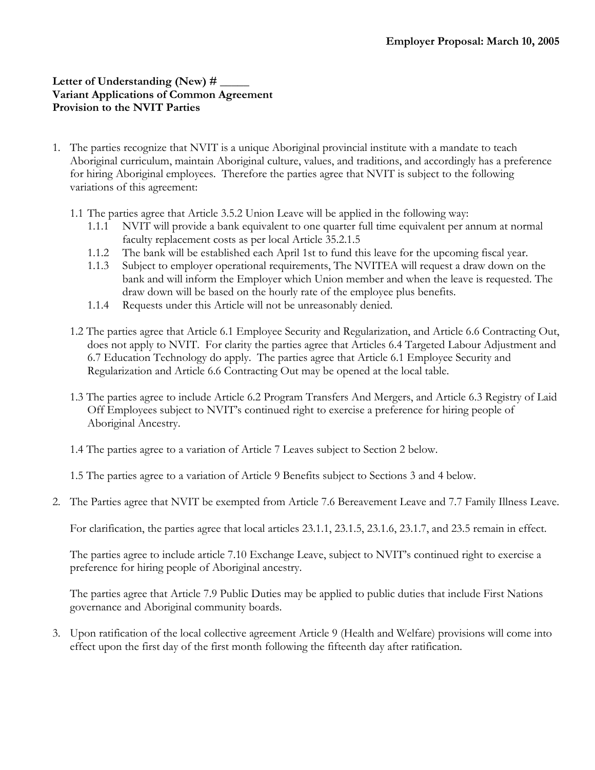**Employer Proposal: March 10, 2005**

**Letter of Understanding (New) # _____**
**Variant Applications of Common Agreement Provision to the NVIT Parties**

1. The parties recognize that NVIT is a unique Aboriginal provincial institute with a mandate to teach Aboriginal curriculum, maintain Aboriginal culture, values, and traditions, and accordingly has a preference for hiring Aboriginal employees. Therefore the parties agree that NVIT is subject to the following variations of this agreement:

   1.1 The parties agree that Article 3.5.2 Union Leave will be applied in the following way:

   1.1.1 NVIT will provide a bank equivalent to one quarter full time equivalent per annum at normal faculty replacement costs as per local Article 35.2.1.5

   1.1.2 The bank will be established each April 1st to fund this leave for the upcoming fiscal year.

   1.1.3 Subject to employer operational requirements, The NVITEA will request a draw down on the bank and will inform the Employer which Union member and when the leave is requested. The draw down will be based on the hourly rate of the employee plus benefits.

   1.1.4 Requests under this Article will not be unreasonably denied.

   1.2 The parties agree that Article 6.1 Employee Security and Regularization, and Article 6.6 Contracting Out, does not apply to NVIT. For clarity the parties agree that Articles 6.4 Targeted Labour Adjustment and 6.7 Education Technology do apply. The parties agree that Article 6.1 Employee Security and Regularization and Article 6.6 Contracting Out may be opened at the local table.

   1.3 The parties agree to include Article 6.2 Program Transfers And Mergers, and Article 6.3 Registry of Laid Off Employees subject to NVIT's continued right to exercise a preference for hiring people of Aboriginal Ancestry.

   1.4 The parties agree to a variation of Article 7 Leaves subject to Section 2 below.

   1.5 The parties agree to a variation of Article 9 Benefits subject to Sections 3 and 4 below.

2. The Parties agree that NVIT be exempted from Article 7.6 Bereavement Leave and 7.7 Family Illness Leave.

   For clarification, the parties agree that local articles 23.1.1, 23.1.5, 23.1.6, 23.1.7, and 23.5 remain in effect.

   The parties agree to include article 7.10 Exchange Leave, subject to NVIT's continued right to exercise a preference for hiring people of Aboriginal ancestry.

   The parties agree that Article 7.9 Public Duties may be applied to public duties that include First Nations governance and Aboriginal community boards.

3. Upon ratification of the local collective agreement Article 9 (Health and Welfare) provisions will come into effect upon the first day of the first month following the fifteenth day after ratification.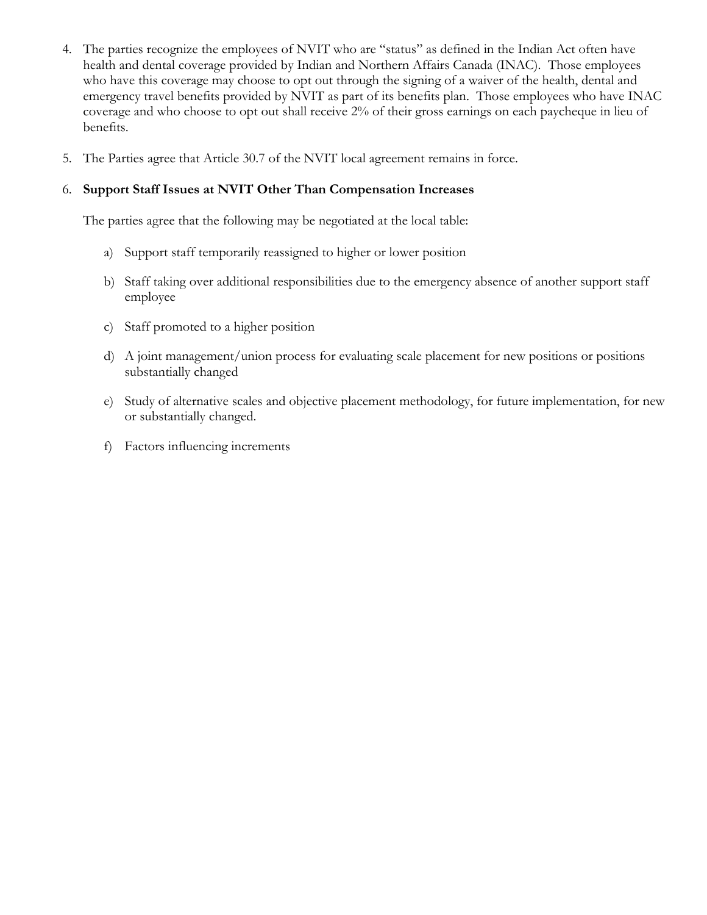4. The parties recognize the employees of NVIT who are "status" as defined in the Indian Act often have health and dental coverage provided by Indian and Northern Affairs Canada (INAC). Those employees who have this coverage may choose to opt out through the signing of a waiver of the health, dental and emergency travel benefits provided by NVIT as part of its benefits plan. Those employees who have INAC coverage and who choose to opt out shall receive 2% of their gross earnings on each paycheque in lieu of benefits.

5. The Parties agree that Article 30.7 of the NVIT local agreement remains in force.

6. **Support Staff Issues at NVIT Other Than Compensation Increases**

   The parties agree that the following may be negotiated at the local table:

   a) Support staff temporarily reassigned to higher or lower position

   b) Staff taking over additional responsibilities due to the emergency absence of another support staff employee

   c) Staff promoted to a higher position

   d) A joint management/union process for evaluating scale placement for new positions or positions substantially changed

   e) Study of alternative scales and objective placement methodology, for future implementation, for new or substantially changed.

   f) Factors influencing increments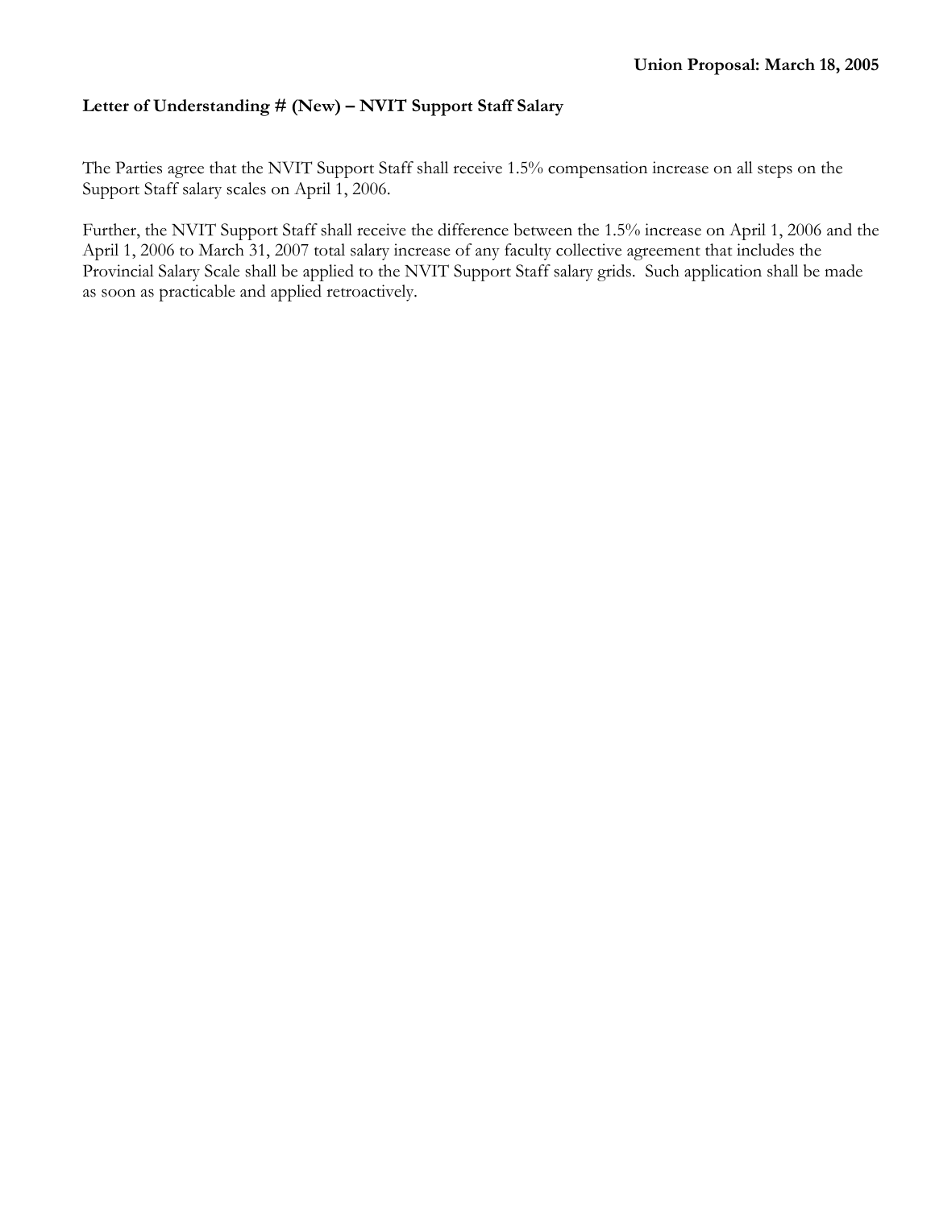**Union Proposal: March 18, 2005**

**Letter of Understanding # (New) – NVIT Support Staff Salary**

The Parties agree that the NVIT Support Staff shall receive 1.5% compensation increase on all steps on the Support Staff salary scales on April 1, 2006.

Further, the NVIT Support Staff shall receive the difference between the 1.5% increase on April 1, 2006 and the April 1, 2006 to March 31, 2007 total salary increase of any faculty collective agreement that includes the Provincial Salary Scale shall be applied to the NVIT Support Staff salary grids. Such application shall be made as soon as practicable and applied retroactively.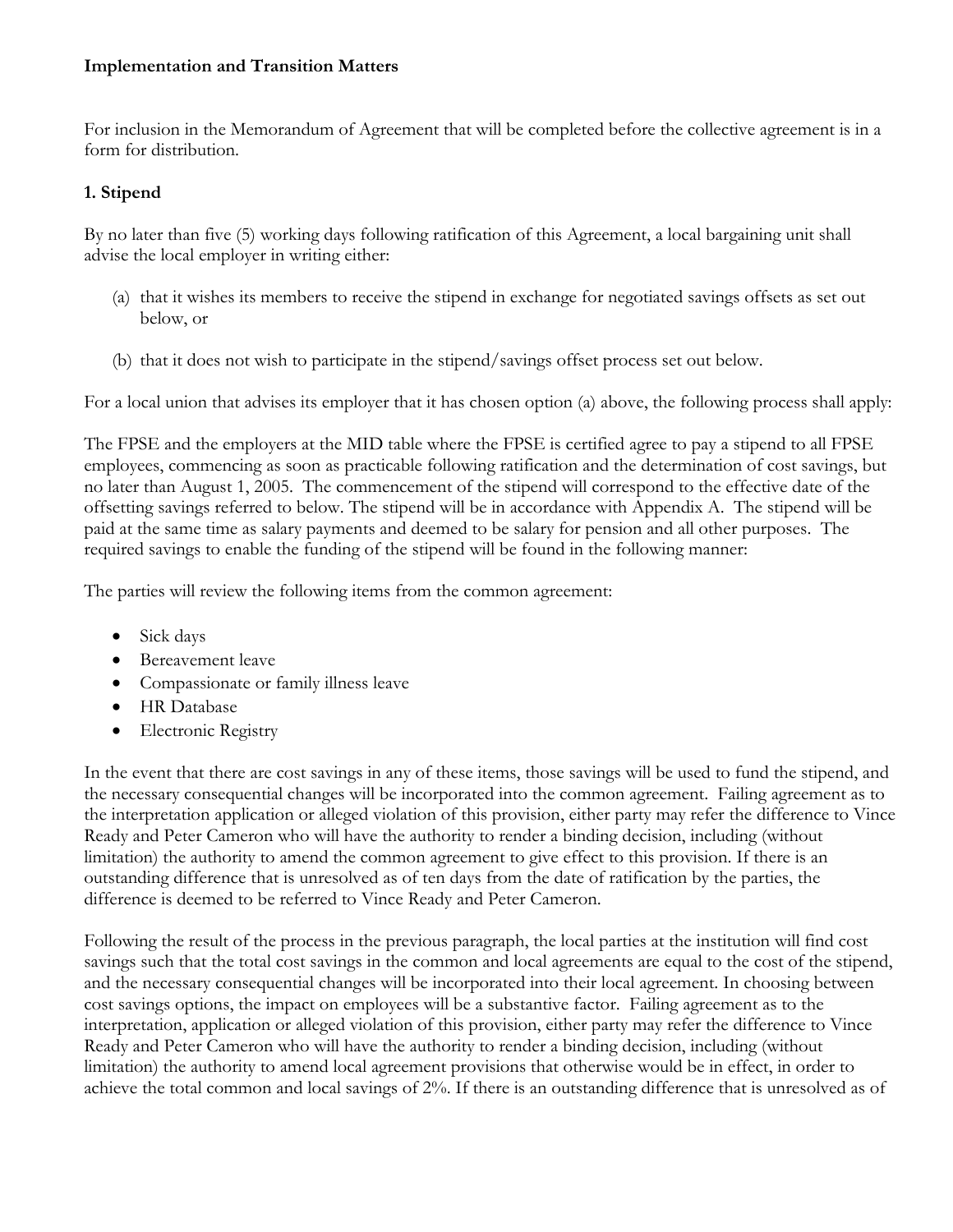**Implementation and Transition Matters**

For inclusion in the Memorandum of Agreement that will be completed before the collective agreement is in a form for distribution.

**1. Stipend**

By no later than five (5) working days following ratification of this Agreement, a local bargaining unit shall advise the local employer in writing either:

(a) that it wishes its members to receive the stipend in exchange for negotiated savings offsets as set out below, or

(b) that it does not wish to participate in the stipend/savings offset process set out below.

For a local union that advises its employer that it has chosen option (a) above, the following process shall apply:

The FPSE and the employers at the MID table where the FPSE is certified agree to pay a stipend to all FPSE employees, commencing as soon as practicable following ratification and the determination of cost savings, but no later than August 1, 2005. The commencement of the stipend will correspond to the effective date of the offsetting savings referred to below. The stipend will be in accordance with Appendix A. The stipend will be paid at the same time as salary payments and deemed to be salary for pension and all other purposes. The required savings to enable the funding of the stipend will be found in the following manner:

The parties will review the following items from the common agreement:

- Sick days
- Bereavement leave
- Compassionate or family illness leave
- HR Database
- Electronic Registry

In the event that there are cost savings in any of these items, those savings will be used to fund the stipend, and the necessary consequential changes will be incorporated into the common agreement. Failing agreement as to the interpretation application or alleged violation of this provision, either party may refer the difference to Vince Ready and Peter Cameron who will have the authority to render a binding decision, including (without limitation) the authority to amend the common agreement to give effect to this provision. If there is an outstanding difference that is unresolved as of ten days from the date of ratification by the parties, the difference is deemed to be referred to Vince Ready and Peter Cameron.

Following the result of the process in the previous paragraph, the local parties at the institution will find cost savings such that the total cost savings in the common and local agreements are equal to the cost of the stipend, and the necessary consequential changes will be incorporated into their local agreement. In choosing between cost savings options, the impact on employees will be a substantive factor. Failing agreement as to the interpretation, application or alleged violation of this provision, either party may refer the difference to Vince Ready and Peter Cameron who will have the authority to render a binding decision, including (without limitation) the authority to amend local agreement provisions that otherwise would be in effect, in order to achieve the total common and local savings of 2%. If there is an outstanding difference that is unresolved as of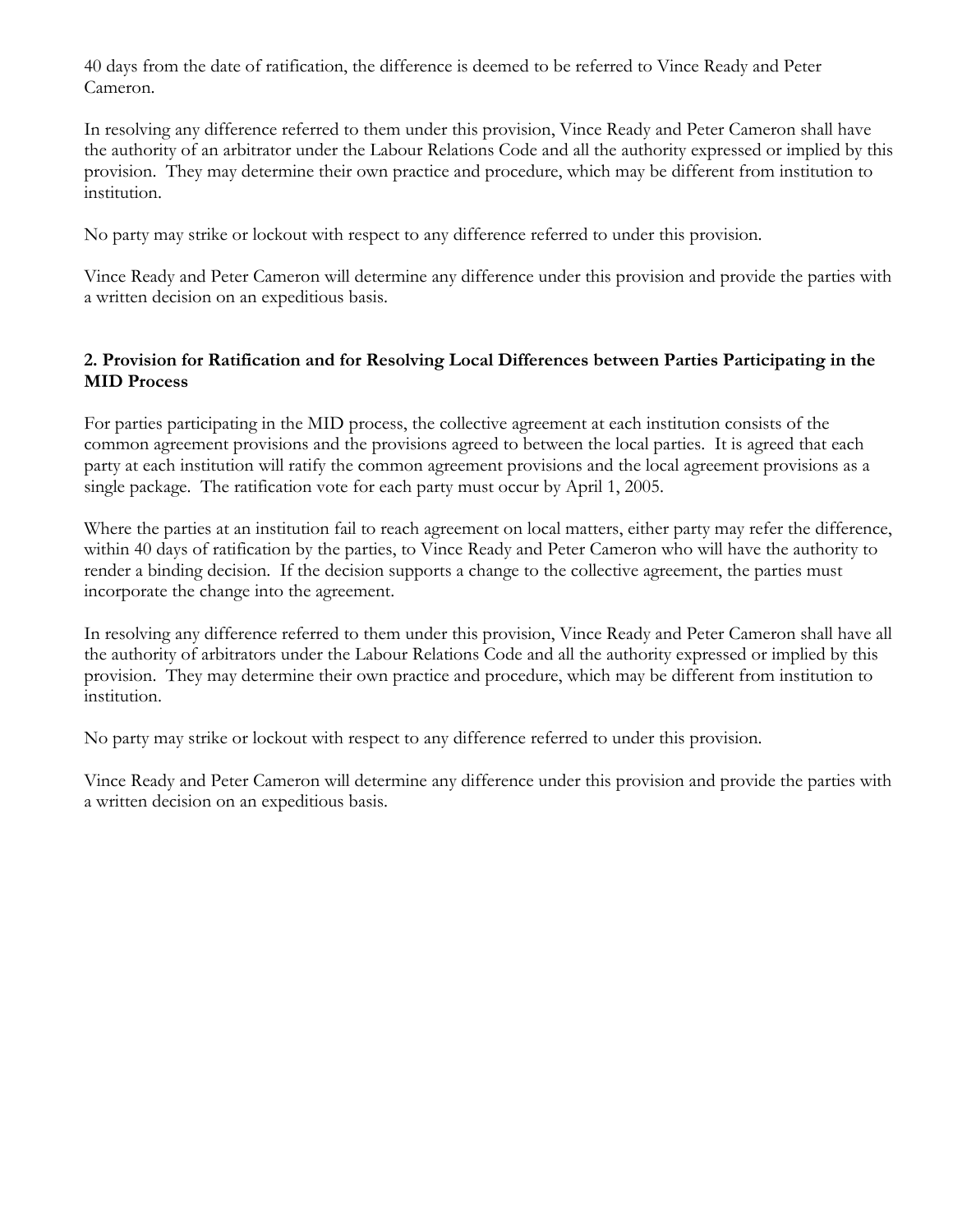40 days from the date of ratification, the difference is deemed to be referred to Vince Ready and Peter Cameron.

In resolving any difference referred to them under this provision, Vince Ready and Peter Cameron shall have the authority of an arbitrator under the Labour Relations Code and all the authority expressed or implied by this provision. They may determine their own practice and procedure, which may be different from institution to institution.

No party may strike or lockout with respect to any difference referred to under this provision.

Vince Ready and Peter Cameron will determine any difference under this provision and provide the parties with a written decision on an expeditious basis.

## 2. Provision for Ratification and for Resolving Local Differences between Parties Participating in the MID Process

For parties participating in the MID process, the collective agreement at each institution consists of the common agreement provisions and the provisions agreed to between the local parties. It is agreed that each party at each institution will ratify the common agreement provisions and the local agreement provisions as a single package. The ratification vote for each party must occur by April 1, 2005.

Where the parties at an institution fail to reach agreement on local matters, either party may refer the difference, within 40 days of ratification by the parties, to Vince Ready and Peter Cameron who will have the authority to render a binding decision. If the decision supports a change to the collective agreement, the parties must incorporate the change into the agreement.

In resolving any difference referred to them under this provision, Vince Ready and Peter Cameron shall have all the authority of arbitrators under the Labour Relations Code and all the authority expressed or implied by this provision. They may determine their own practice and procedure, which may be different from institution to institution.

No party may strike or lockout with respect to any difference referred to under this provision.

Vince Ready and Peter Cameron will determine any difference under this provision and provide the parties with a written decision on an expeditious basis.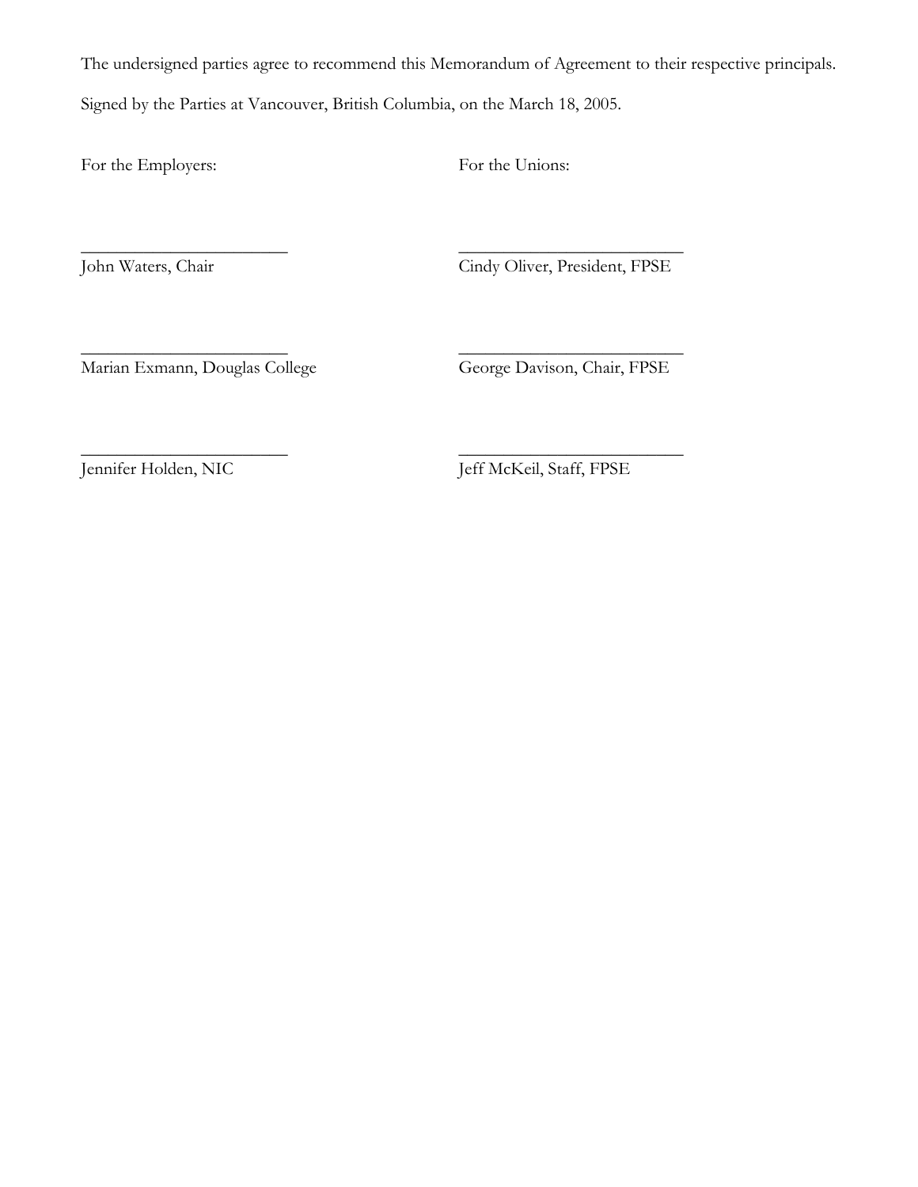The undersigned parties agree to recommend this Memorandum of Agreement to their respective principals.

Signed by the Parties at Vancouver, British Columbia, on the March 18, 2005.

| For the Employers: | For the Unions: |
| --- | --- |
| _______________________ | _______________________ |
| John Waters, Chair | Cindy Oliver, President, FPSE |
| _______________________ | _______________________ |
| Marian Exmann, Douglas College | George Davison, Chair, FPSE |
| _______________________ | _______________________ |
| Jennifer Holden, NIC | Jeff McKeil, Staff, FPSE |